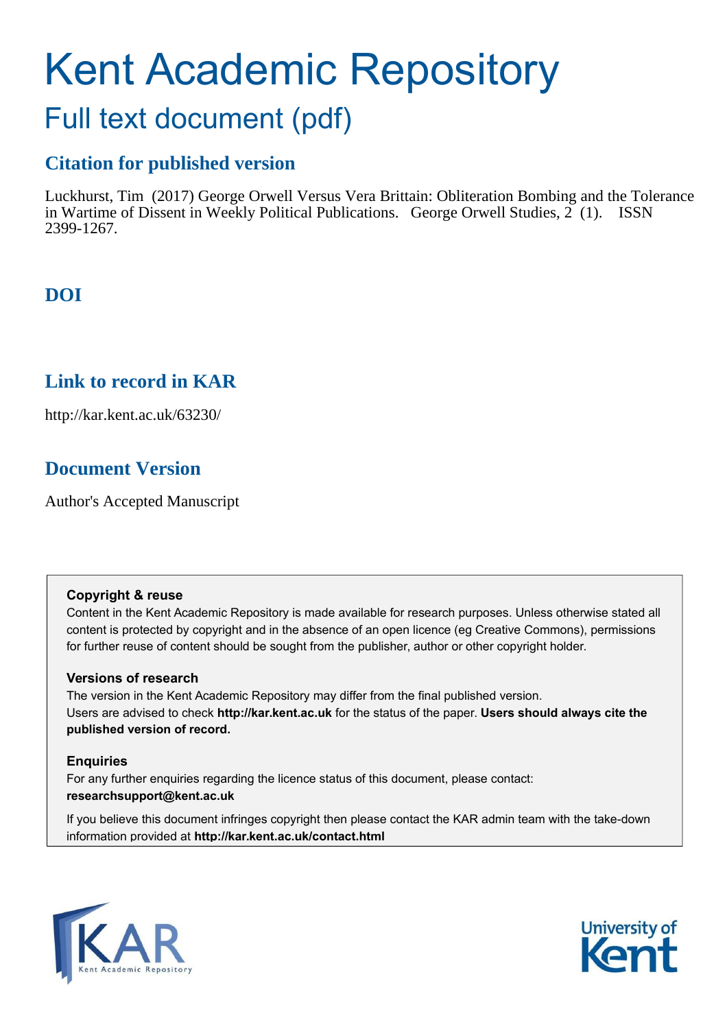# Kent Academic Repository

## Full text document (pdf)

### Citation for published version

Luckhurst, Tim (2017) George Orwell Versus Vera Brittain: Obliteration Bombing and the Tolerance in Wartime of Dissent in Weekly Political Publications. George Orwell Studies, 2 (1). ISSN 2399-1267.

### DOI

### Link to record in KAR

http://kar.kent.ac.uk/63230/

### Document Version

Author's Accepted Manuscript

**Copyright & reuse**

Content in the Kent Academic Repository is made available for research purposes. Unless otherwise stated all content is protected by copyright and in the absence of an open licence (eg Creative Commons), permissions for further reuse of content should be sought from the publisher, author or other copyright holder.

**Versions of research**

The version in the Kent Academic Repository may differ from the final published version. Users are advised to check **http://kar.kent.ac.uk** for the status of the paper. **Users should always cite the published version of record.**

**Enquiries**

For any further enquiries regarding the licence status of this document, please contact: **researchsupport@kent.ac.uk**

If you believe this document infringes copyright then please contact the KAR admin team with the take-down information provided at **http://kar.kent.ac.uk/contact.html**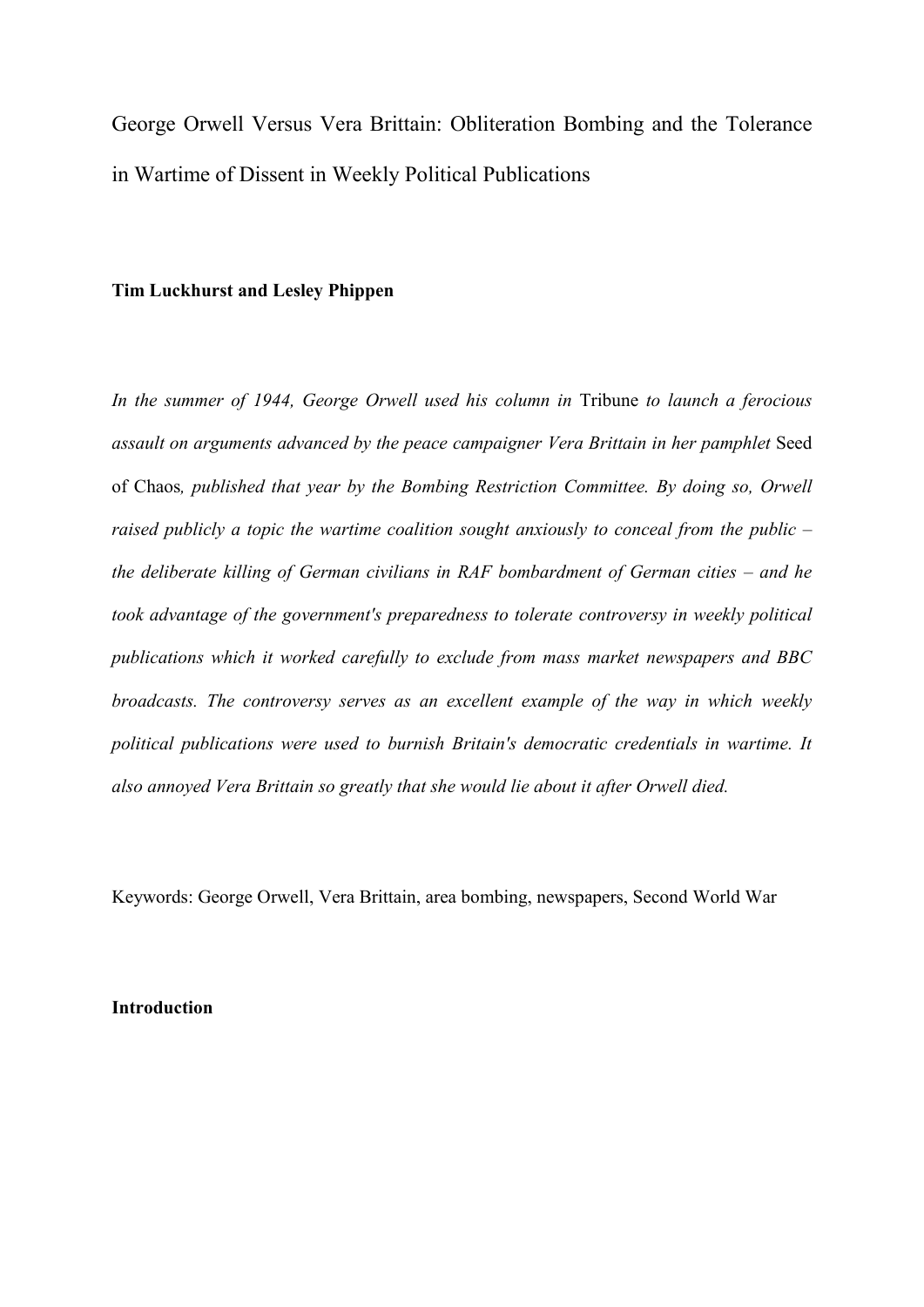# George Orwell Versus Vera Brittain: Obliteration Bombing and the Tolerance in Wartime of Dissent in Weekly Political Publications

**Tim Luckhurst and Lesley Phippen**

*In the summer of 1944, George Orwell used his column in* Tribune *to launch a ferocious assault on arguments advanced by the peace campaigner Vera Brittain in her pamphlet* Seed of Chaos*, published that year by the Bombing Restriction Committee. By doing so, Orwell raised publicly a topic the wartime coalition sought anxiously to conceal from the public – the deliberate killing of German civilians in RAF bombardment of German cities – and he took advantage of the government's preparedness to tolerate controversy in weekly political publications which it worked carefully to exclude from mass market newspapers and BBC broadcasts. The controversy serves as an excellent example of the way in which weekly political publications were used to burnish Britain's democratic credentials in wartime. It also annoyed Vera Brittain so greatly that she would lie about it after Orwell died.*

Keywords: George Orwell, Vera Brittain, area bombing, newspapers, Second World War

## Introduction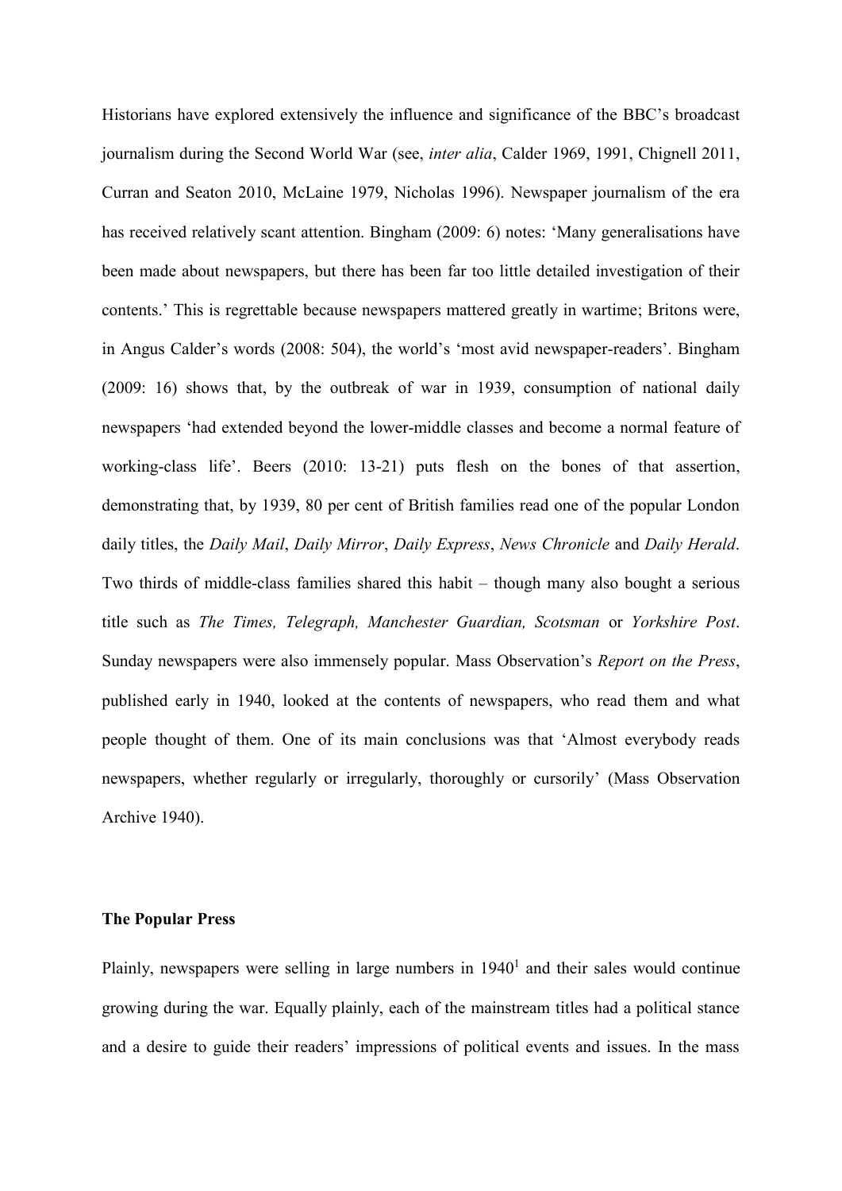Historians have explored extensively the influence and significance of the BBC's broadcast journalism during the Second World War (see, *inter alia*, Calder 1969, 1991, Chignell 2011, Curran and Seaton 2010, McLaine 1979, Nicholas 1996). Newspaper journalism of the era has received relatively scant attention. Bingham (2009: 6) notes: 'Many generalisations have been made about newspapers, but there has been far too little detailed investigation of their contents.' This is regrettable because newspapers mattered greatly in wartime; Britons were, in Angus Calder's words (2008: 504), the world's 'most avid newspaper-readers'. Bingham (2009: 16) shows that, by the outbreak of war in 1939, consumption of national daily newspapers 'had extended beyond the lower-middle classes and become a normal feature of working-class life'. Beers (2010: 13-21) puts flesh on the bones of that assertion, demonstrating that, by 1939, 80 per cent of British families read one of the popular London daily titles, the *Daily Mail*, *Daily Mirror*, *Daily Express*, *News Chronicle* and *Daily Herald*. Two thirds of middle-class families shared this habit – though many also bought a serious title such as *The Times, Telegraph, Manchester Guardian, Scotsman* or *Yorkshire Post*. Sunday newspapers were also immensely popular. Mass Observation's *Report on the Press*, published early in 1940, looked at the contents of newspapers, who read them and what people thought of them. One of its main conclusions was that 'Almost everybody reads newspapers, whether regularly or irregularly, thoroughly or cursorily' (Mass Observation Archive 1940).

## The Popular Press

Plainly, newspapers were selling in large numbers in 1940[1] and their sales would continue growing during the war. Equally plainly, each of the mainstream titles had a political stance and a desire to guide their readers' impressions of political events and issues. In the mass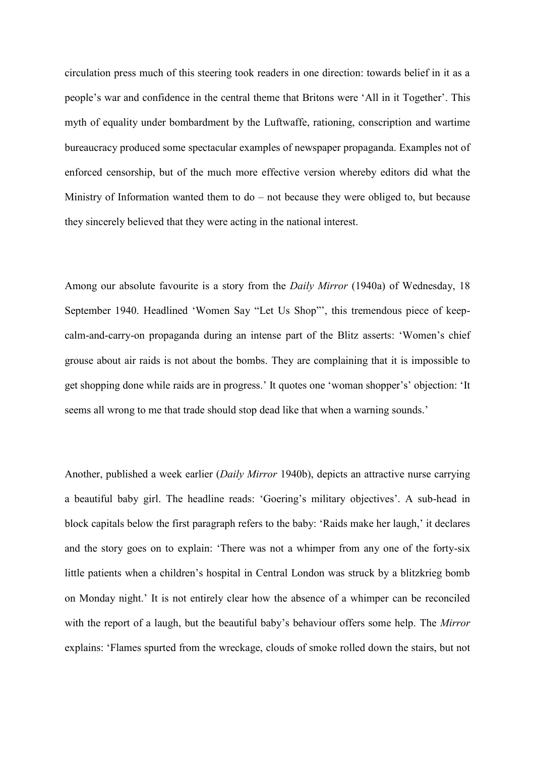circulation press much of this steering took readers in one direction: towards belief in it as a people's war and confidence in the central theme that Britons were 'All in it Together'. This myth of equality under bombardment by the Luftwaffe, rationing, conscription and wartime bureaucracy produced some spectacular examples of newspaper propaganda. Examples not of enforced censorship, but of the much more effective version whereby editors did what the Ministry of Information wanted them to do – not because they were obliged to, but because they sincerely believed that they were acting in the national interest.

Among our absolute favourite is a story from the *Daily Mirror* (1940a) of Wednesday, 18 September 1940. Headlined 'Women Say "Let Us Shop"', this tremendous piece of keep-calm-and-carry-on propaganda during an intense part of the Blitz asserts: 'Women's chief grouse about air raids is not about the bombs. They are complaining that it is impossible to get shopping done while raids are in progress.' It quotes one 'woman shopper's' objection: 'It seems all wrong to me that trade should stop dead like that when a warning sounds.'

Another, published a week earlier (*Daily Mirror* 1940b), depicts an attractive nurse carrying a beautiful baby girl. The headline reads: 'Goering's military objectives'. A sub-head in block capitals below the first paragraph refers to the baby: 'Raids make her laugh,' it declares and the story goes on to explain: 'There was not a whimper from any one of the forty-six little patients when a children's hospital in Central London was struck by a blitzkrieg bomb on Monday night.' It is not entirely clear how the absence of a whimper can be reconciled with the report of a laugh, but the beautiful baby's behaviour offers some help. The *Mirror* explains: 'Flames spurted from the wreckage, clouds of smoke rolled down the stairs, but not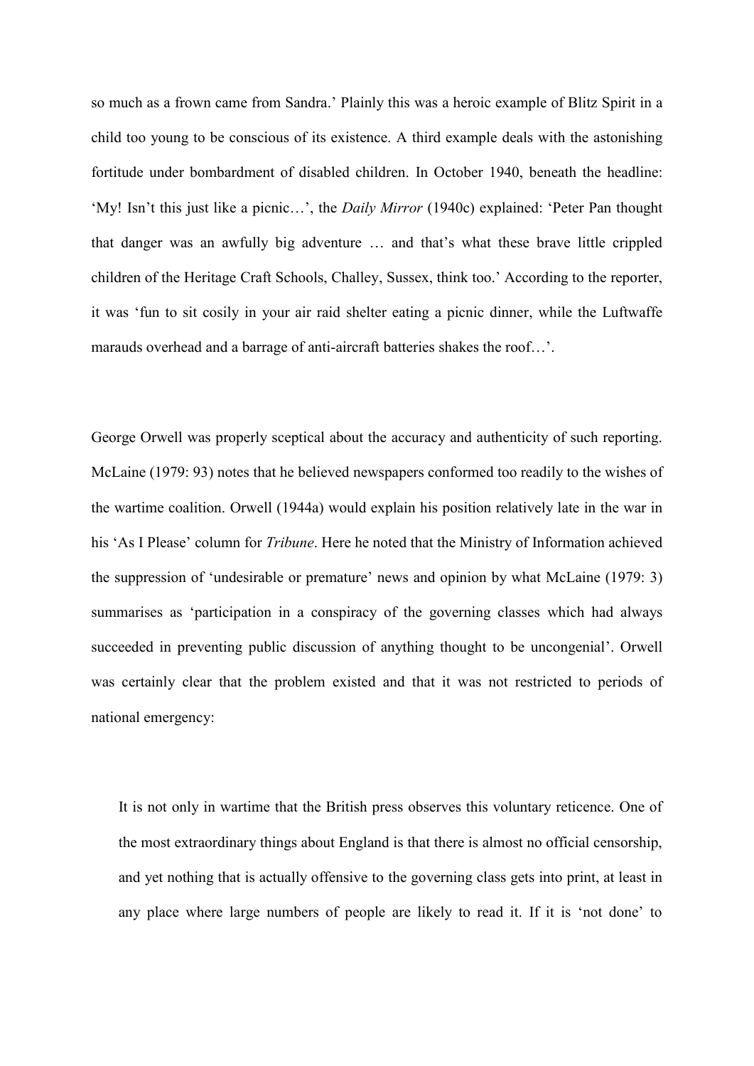so much as a frown came from Sandra.' Plainly this was a heroic example of Blitz Spirit in a child too young to be conscious of its existence. A third example deals with the astonishing fortitude under bombardment of disabled children. In October 1940, beneath the headline: 'My! Isn't this just like a picnic…', the *Daily Mirror* (1940c) explained: 'Peter Pan thought that danger was an awfully big adventure … and that's what these brave little crippled children of the Heritage Craft Schools, Challey, Sussex, think too.' According to the reporter, it was 'fun to sit cosily in your air raid shelter eating a picnic dinner, while the Luftwaffe marauds overhead and a barrage of anti-aircraft batteries shakes the roof…'.

George Orwell was properly sceptical about the accuracy and authenticity of such reporting. McLaine (1979: 93) notes that he believed newspapers conformed too readily to the wishes of the wartime coalition. Orwell (1944a) would explain his position relatively late in the war in his 'As I Please' column for *Tribune*. Here he noted that the Ministry of Information achieved the suppression of 'undesirable or premature' news and opinion by what McLaine (1979: 3) summarises as 'participation in a conspiracy of the governing classes which had always succeeded in preventing public discussion of anything thought to be uncongenial'. Orwell was certainly clear that the problem existed and that it was not restricted to periods of national emergency:

> It is not only in wartime that the British press observes this voluntary reticence. One of the most extraordinary things about England is that there is almost no official censorship, and yet nothing that is actually offensive to the governing class gets into print, at least in any place where large numbers of people are likely to read it. If it is 'not done' to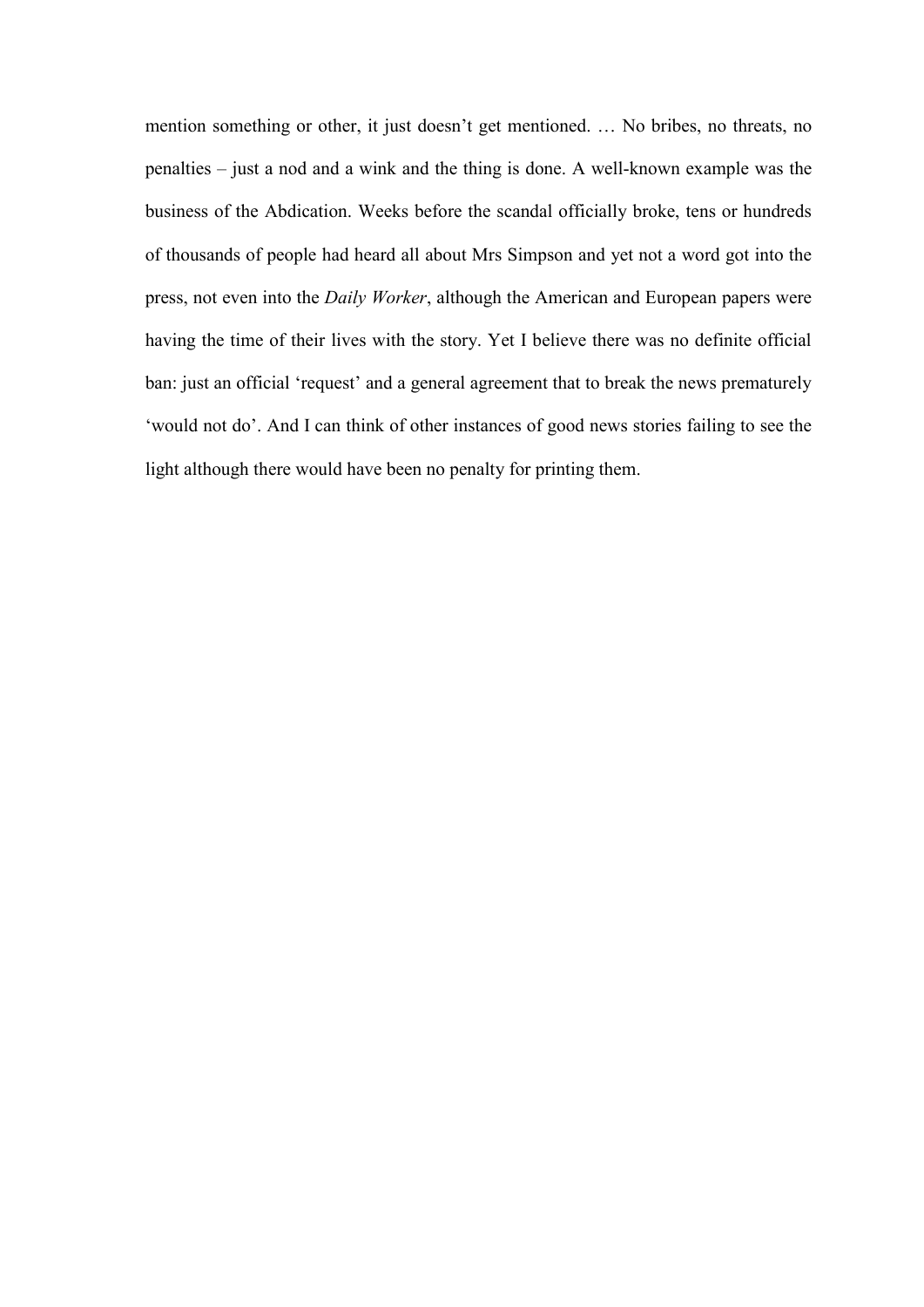mention something or other, it just doesn't get mentioned. … No bribes, no threats, no penalties – just a nod and a wink and the thing is done. A well-known example was the business of the Abdication. Weeks before the scandal officially broke, tens or hundreds of thousands of people had heard all about Mrs Simpson and yet not a word got into the press, not even into the *Daily Worker*, although the American and European papers were having the time of their lives with the story. Yet I believe there was no definite official ban: just an official 'request' and a general agreement that to break the news prematurely 'would not do'. And I can think of other instances of good news stories failing to see the light although there would have been no penalty for printing them.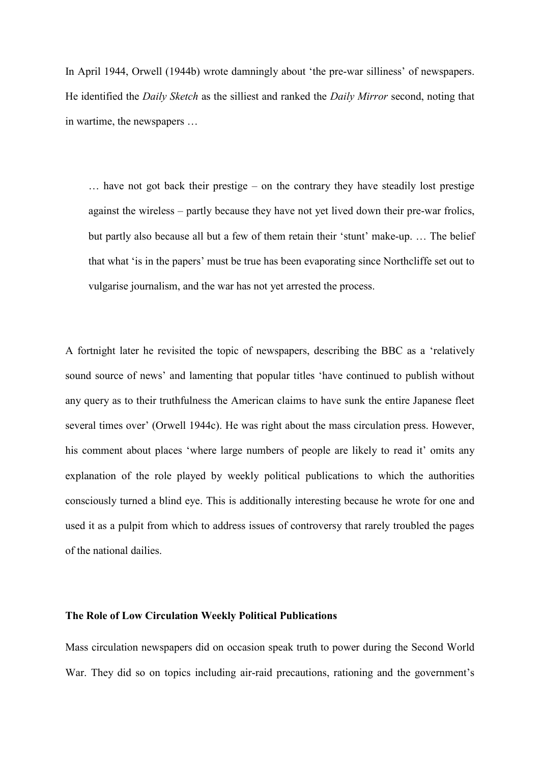In April 1944, Orwell (1944b) wrote damningly about 'the pre-war silliness' of newspapers. He identified the *Daily Sketch* as the silliest and ranked the *Daily Mirror* second, noting that in wartime, the newspapers …

> … have not got back their prestige – on the contrary they have steadily lost prestige against the wireless – partly because they have not yet lived down their pre-war frolics, but partly also because all but a few of them retain their 'stunt' make-up. … The belief that what 'is in the papers' must be true has been evaporating since Northcliffe set out to vulgarise journalism, and the war has not yet arrested the process.

A fortnight later he revisited the topic of newspapers, describing the BBC as a 'relatively sound source of news' and lamenting that popular titles 'have continued to publish without any query as to their truthfulness the American claims to have sunk the entire Japanese fleet several times over' (Orwell 1944c). He was right about the mass circulation press. However, his comment about places 'where large numbers of people are likely to read it' omits any explanation of the role played by weekly political publications to which the authorities consciously turned a blind eye. This is additionally interesting because he wrote for one and used it as a pulpit from which to address issues of controversy that rarely troubled the pages of the national dailies.

**The Role of Low Circulation Weekly Political Publications**

Mass circulation newspapers did on occasion speak truth to power during the Second World War. They did so on topics including air-raid precautions, rationing and the government's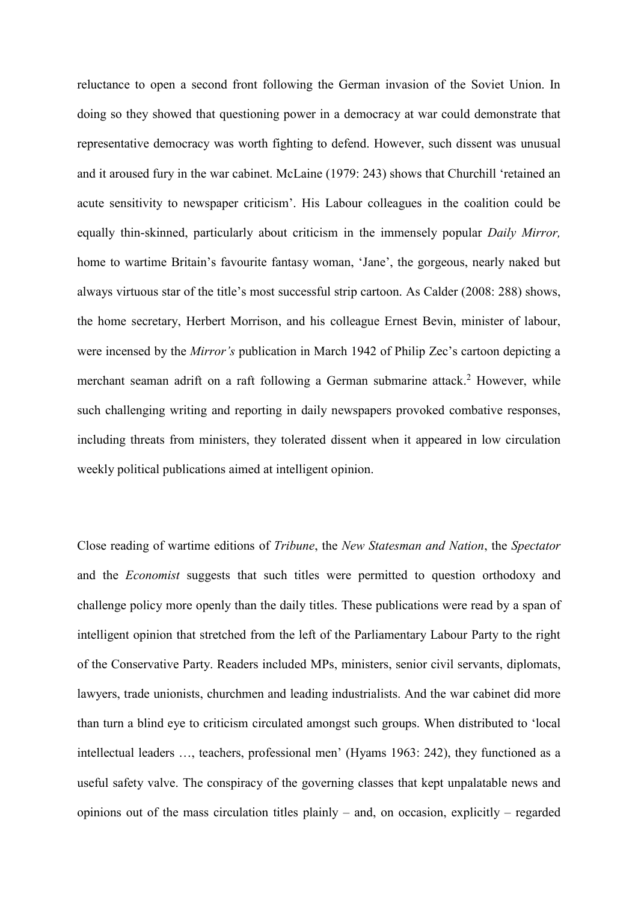reluctance to open a second front following the German invasion of the Soviet Union. In doing so they showed that questioning power in a democracy at war could demonstrate that representative democracy was worth fighting to defend. However, such dissent was unusual and it aroused fury in the war cabinet. McLaine (1979: 243) shows that Churchill 'retained an acute sensitivity to newspaper criticism'. His Labour colleagues in the coalition could be equally thin-skinned, particularly about criticism in the immensely popular *Daily Mirror,* home to wartime Britain's favourite fantasy woman, 'Jane', the gorgeous, nearly naked but always virtuous star of the title's most successful strip cartoon. As Calder (2008: 288) shows, the home secretary, Herbert Morrison, and his colleague Ernest Bevin, minister of labour, were incensed by the *Mirror's* publication in March 1942 of Philip Zec's cartoon depicting a merchant seaman adrift on a raft following a German submarine attack.[2] However, while such challenging writing and reporting in daily newspapers provoked combative responses, including threats from ministers, they tolerated dissent when it appeared in low circulation weekly political publications aimed at intelligent opinion.

Close reading of wartime editions of *Tribune*, the *New Statesman and Nation*, the *Spectator* and the *Economist* suggests that such titles were permitted to question orthodoxy and challenge policy more openly than the daily titles. These publications were read by a span of intelligent opinion that stretched from the left of the Parliamentary Labour Party to the right of the Conservative Party. Readers included MPs, ministers, senior civil servants, diplomats, lawyers, trade unionists, churchmen and leading industrialists. And the war cabinet did more than turn a blind eye to criticism circulated amongst such groups. When distributed to 'local intellectual leaders …, teachers, professional men' (Hyams 1963: 242), they functioned as a useful safety valve. The conspiracy of the governing classes that kept unpalatable news and opinions out of the mass circulation titles plainly – and, on occasion, explicitly – regarded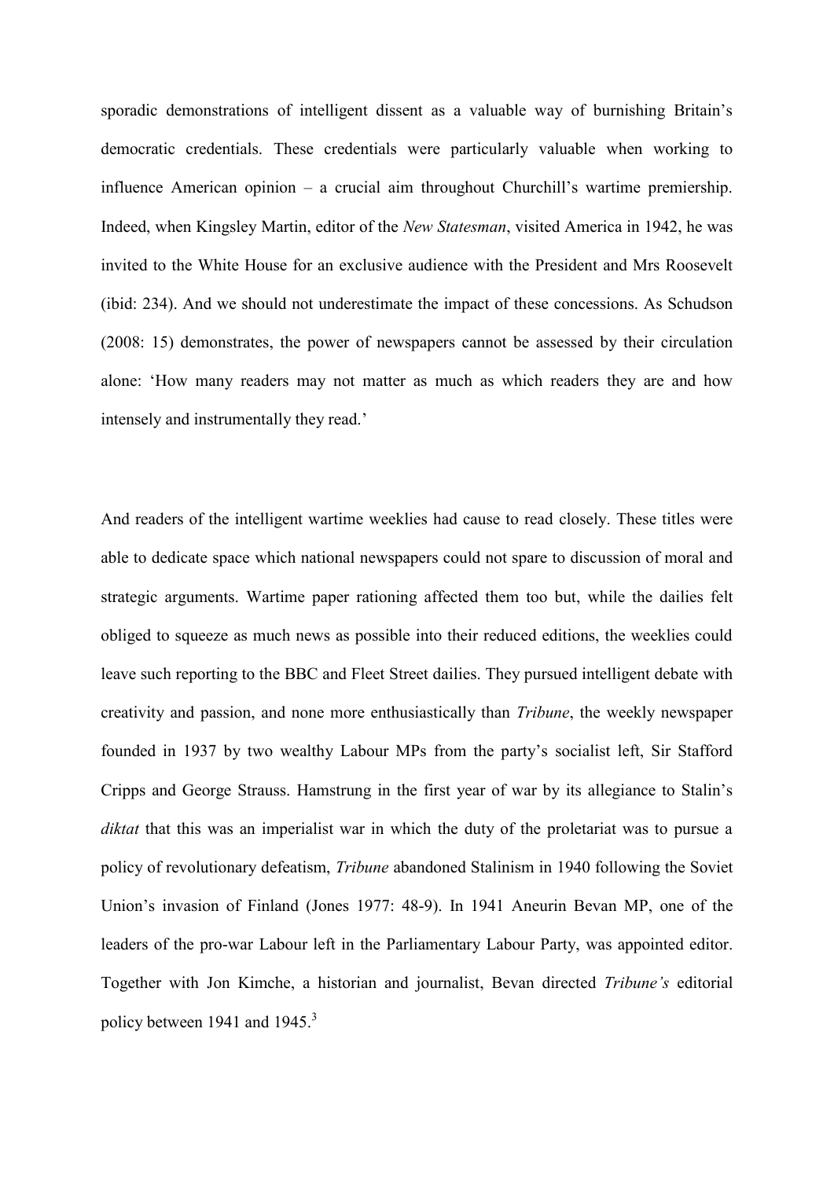sporadic demonstrations of intelligent dissent as a valuable way of burnishing Britain's democratic credentials. These credentials were particularly valuable when working to influence American opinion – a crucial aim throughout Churchill's wartime premiership. Indeed, when Kingsley Martin, editor of the *New Statesman*, visited America in 1942, he was invited to the White House for an exclusive audience with the President and Mrs Roosevelt (ibid: 234). And we should not underestimate the impact of these concessions. As Schudson (2008: 15) demonstrates, the power of newspapers cannot be assessed by their circulation alone: 'How many readers may not matter as much as which readers they are and how intensely and instrumentally they read.'

And readers of the intelligent wartime weeklies had cause to read closely. These titles were able to dedicate space which national newspapers could not spare to discussion of moral and strategic arguments. Wartime paper rationing affected them too but, while the dailies felt obliged to squeeze as much news as possible into their reduced editions, the weeklies could leave such reporting to the BBC and Fleet Street dailies. They pursued intelligent debate with creativity and passion, and none more enthusiastically than *Tribune*, the weekly newspaper founded in 1937 by two wealthy Labour MPs from the party's socialist left, Sir Stafford Cripps and George Strauss. Hamstrung in the first year of war by its allegiance to Stalin's *diktat* that this was an imperialist war in which the duty of the proletariat was to pursue a policy of revolutionary defeatism, *Tribune* abandoned Stalinism in 1940 following the Soviet Union's invasion of Finland (Jones 1977: 48-9). In 1941 Aneurin Bevan MP, one of the leaders of the pro-war Labour left in the Parliamentary Labour Party, was appointed editor. Together with Jon Kimche, a historian and journalist, Bevan directed *Tribune's* editorial policy between 1941 and 1945.[3]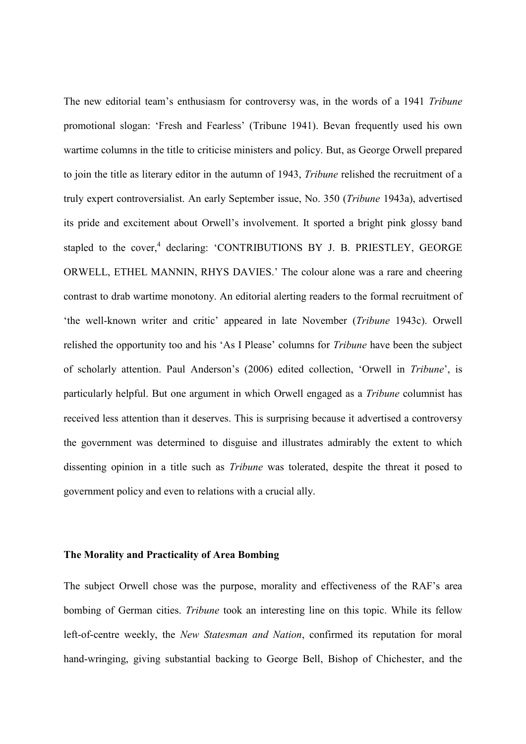The new editorial team's enthusiasm for controversy was, in the words of a 1941 *Tribune* promotional slogan: 'Fresh and Fearless' (Tribune 1941). Bevan frequently used his own wartime columns in the title to criticise ministers and policy. But, as George Orwell prepared to join the title as literary editor in the autumn of 1943, *Tribune* relished the recruitment of a truly expert controversialist. An early September issue, No. 350 (*Tribune* 1943a), advertised its pride and excitement about Orwell's involvement. It sported a bright pink glossy band stapled to the cover,[4] declaring: 'CONTRIBUTIONS BY J. B. PRIESTLEY, GEORGE ORWELL, ETHEL MANNIN, RHYS DAVIES.' The colour alone was a rare and cheering contrast to drab wartime monotony. An editorial alerting readers to the formal recruitment of 'the well-known writer and critic' appeared in late November (*Tribune* 1943c). Orwell relished the opportunity too and his 'As I Please' columns for *Tribune* have been the subject of scholarly attention. Paul Anderson's (2006) edited collection, 'Orwell in *Tribune*', is particularly helpful. But one argument in which Orwell engaged as a *Tribune* columnist has received less attention than it deserves. This is surprising because it advertised a controversy the government was determined to disguise and illustrates admirably the extent to which dissenting opinion in a title such as *Tribune* was tolerated, despite the threat it posed to government policy and even to relations with a crucial ally.

## The Morality and Practicality of Area Bombing

The subject Orwell chose was the purpose, morality and effectiveness of the RAF's area bombing of German cities. *Tribune* took an interesting line on this topic. While its fellow left-of-centre weekly, the *New Statesman and Nation*, confirmed its reputation for moral hand-wringing, giving substantial backing to George Bell, Bishop of Chichester, and the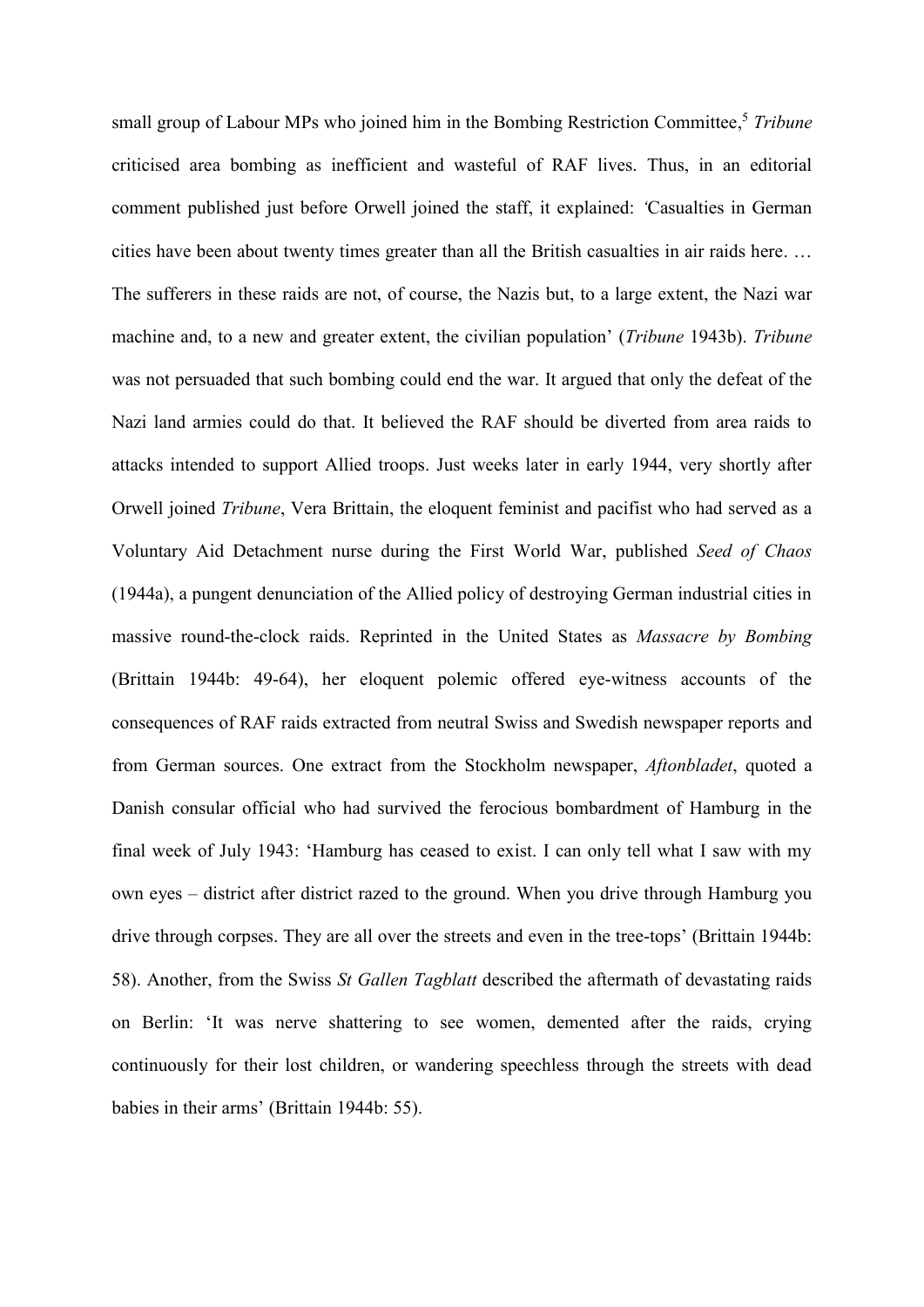small group of Labour MPs who joined him in the Bombing Restriction Committee,[5] *Tribune* criticised area bombing as inefficient and wasteful of RAF lives. Thus, in an editorial comment published just before Orwell joined the staff, it explained: 'Casualties in German cities have been about twenty times greater than all the British casualties in air raids here. … The sufferers in these raids are not, of course, the Nazis but, to a large extent, the Nazi war machine and, to a new and greater extent, the civilian population' (*Tribune* 1943b). *Tribune* was not persuaded that such bombing could end the war. It argued that only the defeat of the Nazi land armies could do that. It believed the RAF should be diverted from area raids to attacks intended to support Allied troops. Just weeks later in early 1944, very shortly after Orwell joined *Tribune*, Vera Brittain, the eloquent feminist and pacifist who had served as a Voluntary Aid Detachment nurse during the First World War, published *Seed of Chaos* (1944a), a pungent denunciation of the Allied policy of destroying German industrial cities in massive round-the-clock raids. Reprinted in the United States as *Massacre by Bombing* (Brittain 1944b: 49-64), her eloquent polemic offered eye-witness accounts of the consequences of RAF raids extracted from neutral Swiss and Swedish newspaper reports and from German sources. One extract from the Stockholm newspaper, *Aftonbladet*, quoted a Danish consular official who had survived the ferocious bombardment of Hamburg in the final week of July 1943: 'Hamburg has ceased to exist. I can only tell what I saw with my own eyes – district after district razed to the ground. When you drive through Hamburg you drive through corpses. They are all over the streets and even in the tree-tops' (Brittain 1944b: 58). Another, from the Swiss *St Gallen Tagblatt* described the aftermath of devastating raids on Berlin: 'It was nerve shattering to see women, demented after the raids, crying continuously for their lost children, or wandering speechless through the streets with dead babies in their arms' (Brittain 1944b: 55).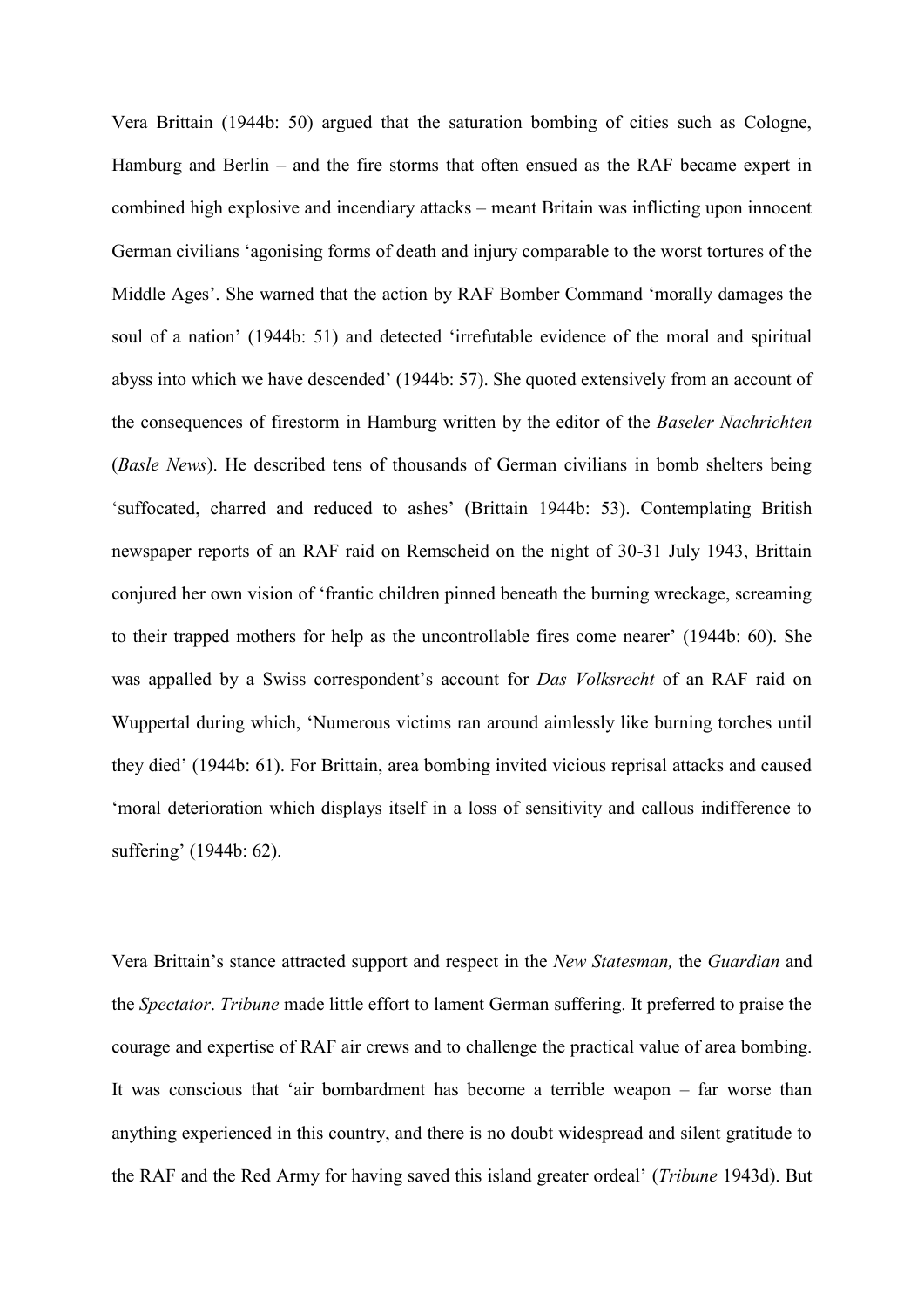Vera Brittain (1944b: 50) argued that the saturation bombing of cities such as Cologne, Hamburg and Berlin – and the fire storms that often ensued as the RAF became expert in combined high explosive and incendiary attacks – meant Britain was inflicting upon innocent German civilians 'agonising forms of death and injury comparable to the worst tortures of the Middle Ages'. She warned that the action by RAF Bomber Command 'morally damages the soul of a nation' (1944b: 51) and detected 'irrefutable evidence of the moral and spiritual abyss into which we have descended' (1944b: 57). She quoted extensively from an account of the consequences of firestorm in Hamburg written by the editor of the *Baseler Nachrichten* (*Basle News*). He described tens of thousands of German civilians in bomb shelters being 'suffocated, charred and reduced to ashes' (Brittain 1944b: 53). Contemplating British newspaper reports of an RAF raid on Remscheid on the night of 30-31 July 1943, Brittain conjured her own vision of 'frantic children pinned beneath the burning wreckage, screaming to their trapped mothers for help as the uncontrollable fires come nearer' (1944b: 60). She was appalled by a Swiss correspondent's account for *Das Volksrecht* of an RAF raid on Wuppertal during which, 'Numerous victims ran around aimlessly like burning torches until they died' (1944b: 61). For Brittain, area bombing invited vicious reprisal attacks and caused 'moral deterioration which displays itself in a loss of sensitivity and callous indifference to suffering' (1944b: 62).

Vera Brittain's stance attracted support and respect in the *New Statesman,* the *Guardian* and the *Spectator*. *Tribune* made little effort to lament German suffering. It preferred to praise the courage and expertise of RAF air crews and to challenge the practical value of area bombing. It was conscious that 'air bombardment has become a terrible weapon – far worse than anything experienced in this country, and there is no doubt widespread and silent gratitude to the RAF and the Red Army for having saved this island greater ordeal' (*Tribune* 1943d). But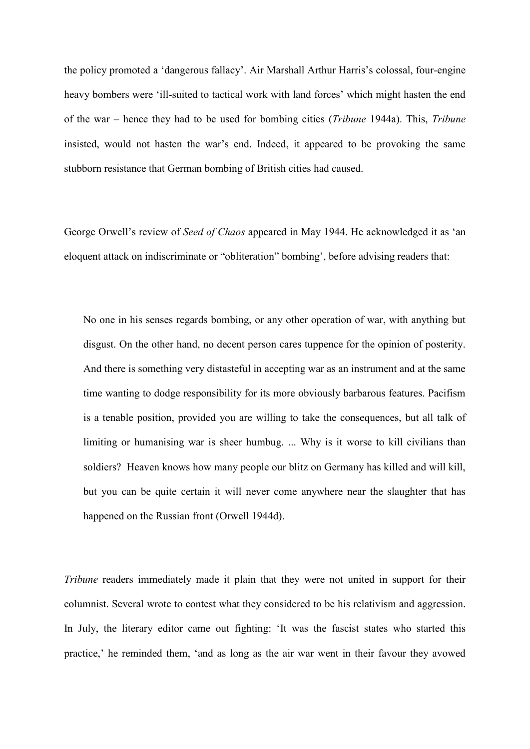the policy promoted a 'dangerous fallacy'. Air Marshall Arthur Harris's colossal, four-engine heavy bombers were 'ill-suited to tactical work with land forces' which might hasten the end of the war – hence they had to be used for bombing cities (*Tribune* 1944a). This, *Tribune* insisted, would not hasten the war's end. Indeed, it appeared to be provoking the same stubborn resistance that German bombing of British cities had caused.

George Orwell's review of *Seed of Chaos* appeared in May 1944. He acknowledged it as 'an eloquent attack on indiscriminate or "obliteration" bombing', before advising readers that:

> No one in his senses regards bombing, or any other operation of war, with anything but disgust. On the other hand, no decent person cares tuppence for the opinion of posterity. And there is something very distasteful in accepting war as an instrument and at the same time wanting to dodge responsibility for its more obviously barbarous features. Pacifism is a tenable position, provided you are willing to take the consequences, but all talk of limiting or humanising war is sheer humbug. ... Why is it worse to kill civilians than soldiers? Heaven knows how many people our blitz on Germany has killed and will kill, but you can be quite certain it will never come anywhere near the slaughter that has happened on the Russian front (Orwell 1944d).

*Tribune* readers immediately made it plain that they were not united in support for their columnist. Several wrote to contest what they considered to be his relativism and aggression. In July, the literary editor came out fighting: 'It was the fascist states who started this practice,' he reminded them, 'and as long as the air war went in their favour they avowed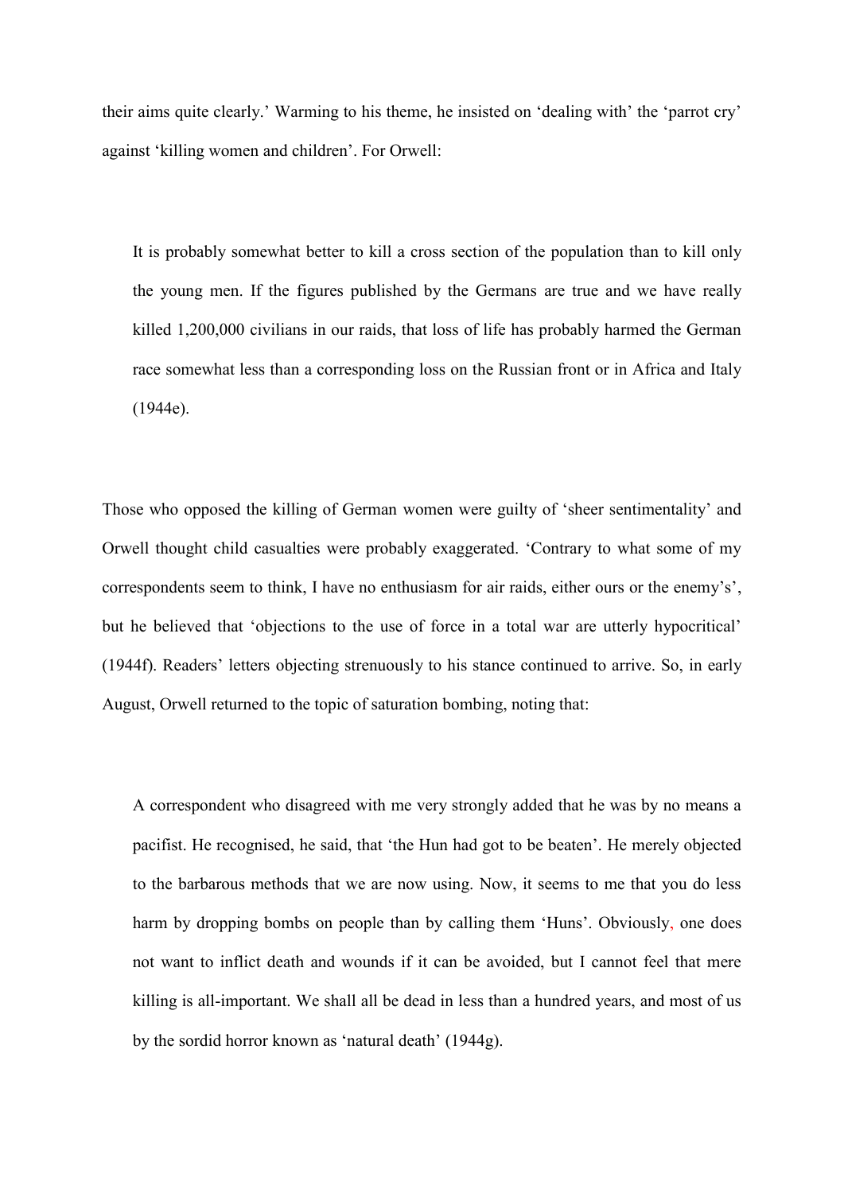their aims quite clearly.' Warming to his theme, he insisted on 'dealing with' the 'parrot cry' against 'killing women and children'. For Orwell:

> It is probably somewhat better to kill a cross section of the population than to kill only the young men. If the figures published by the Germans are true and we have really killed 1,200,000 civilians in our raids, that loss of life has probably harmed the German race somewhat less than a corresponding loss on the Russian front or in Africa and Italy (1944e).

Those who opposed the killing of German women were guilty of 'sheer sentimentality' and Orwell thought child casualties were probably exaggerated. 'Contrary to what some of my correspondents seem to think, I have no enthusiasm for air raids, either ours or the enemy's', but he believed that 'objections to the use of force in a total war are utterly hypocritical' (1944f). Readers' letters objecting strenuously to his stance continued to arrive. So, in early August, Orwell returned to the topic of saturation bombing, noting that:

> A correspondent who disagreed with me very strongly added that he was by no means a pacifist. He recognised, he said, that 'the Hun had got to be beaten'. He merely objected to the barbarous methods that we are now using. Now, it seems to me that you do less harm by dropping bombs on people than by calling them 'Huns'. Obviously, one does not want to inflict death and wounds if it can be avoided, but I cannot feel that mere killing is all-important. We shall all be dead in less than a hundred years, and most of us by the sordid horror known as 'natural death' (1944g).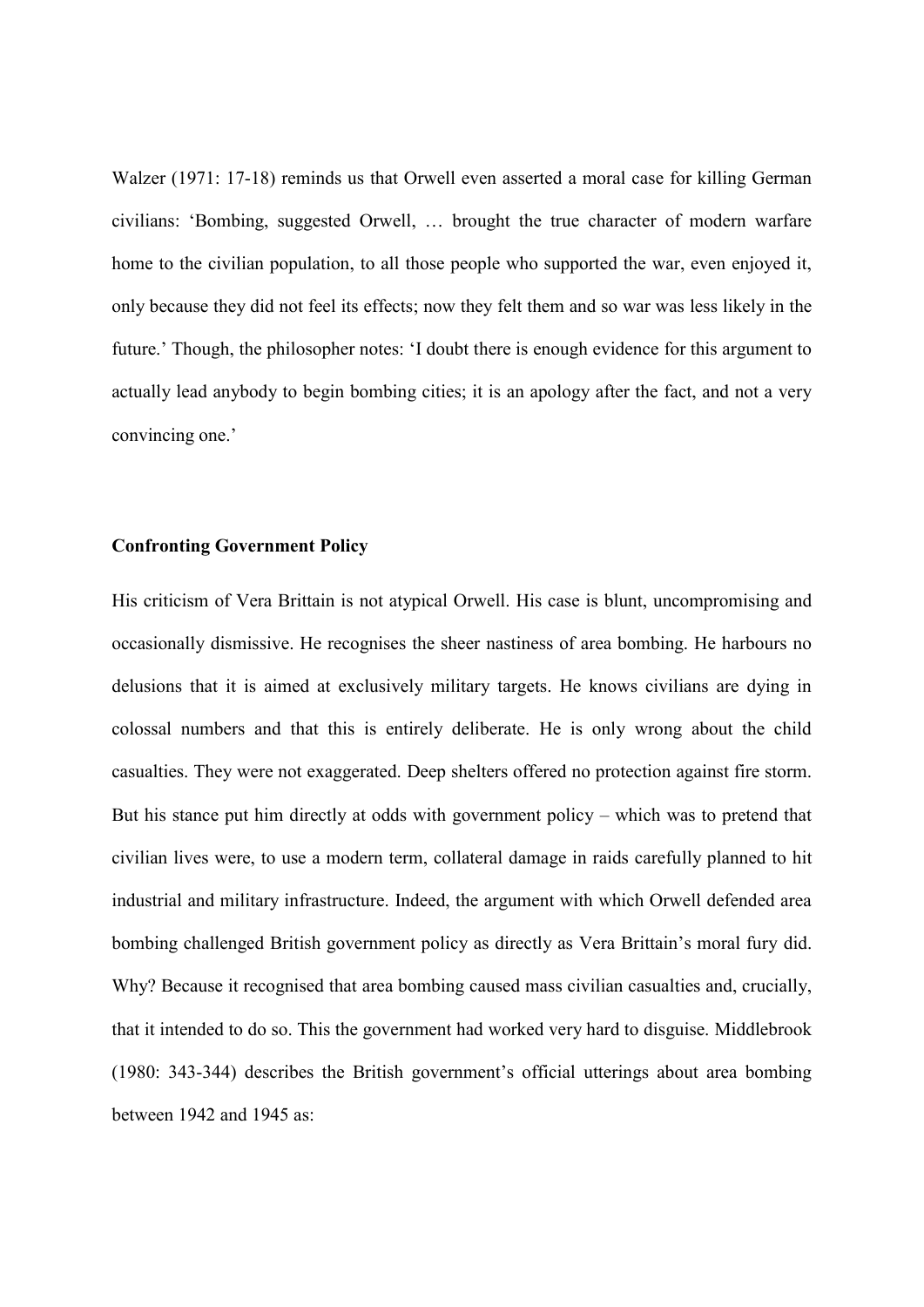Walzer (1971: 17-18) reminds us that Orwell even asserted a moral case for killing German civilians: 'Bombing, suggested Orwell, … brought the true character of modern warfare home to the civilian population, to all those people who supported the war, even enjoyed it, only because they did not feel its effects; now they felt them and so war was less likely in the future.' Though, the philosopher notes: 'I doubt there is enough evidence for this argument to actually lead anybody to begin bombing cities; it is an apology after the fact, and not a very convincing one.'

### Confronting Government Policy

His criticism of Vera Brittain is not atypical Orwell. His case is blunt, uncompromising and occasionally dismissive. He recognises the sheer nastiness of area bombing. He harbours no delusions that it is aimed at exclusively military targets. He knows civilians are dying in colossal numbers and that this is entirely deliberate. He is only wrong about the child casualties. They were not exaggerated. Deep shelters offered no protection against fire storm. But his stance put him directly at odds with government policy – which was to pretend that civilian lives were, to use a modern term, collateral damage in raids carefully planned to hit industrial and military infrastructure. Indeed, the argument with which Orwell defended area bombing challenged British government policy as directly as Vera Brittain's moral fury did. Why? Because it recognised that area bombing caused mass civilian casualties and, crucially, that it intended to do so. This the government had worked very hard to disguise. Middlebrook (1980: 343-344) describes the British government's official utterings about area bombing between 1942 and 1945 as: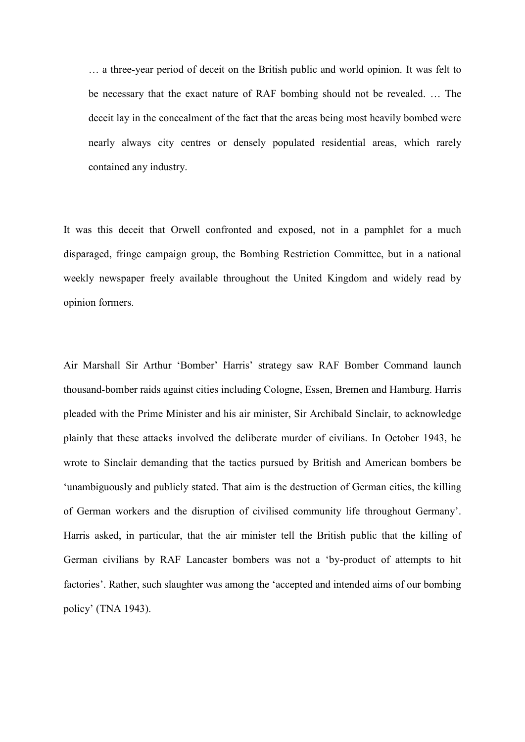> … a three-year period of deceit on the British public and world opinion. It was felt to be necessary that the exact nature of RAF bombing should not be revealed. … The deceit lay in the concealment of the fact that the areas being most heavily bombed were nearly always city centres or densely populated residential areas, which rarely contained any industry.

It was this deceit that Orwell confronted and exposed, not in a pamphlet for a much disparaged, fringe campaign group, the Bombing Restriction Committee, but in a national weekly newspaper freely available throughout the United Kingdom and widely read by opinion formers.

Air Marshall Sir Arthur 'Bomber' Harris' strategy saw RAF Bomber Command launch thousand-bomber raids against cities including Cologne, Essen, Bremen and Hamburg. Harris pleaded with the Prime Minister and his air minister, Sir Archibald Sinclair, to acknowledge plainly that these attacks involved the deliberate murder of civilians. In October 1943, he wrote to Sinclair demanding that the tactics pursued by British and American bombers be 'unambiguously and publicly stated. That aim is the destruction of German cities, the killing of German workers and the disruption of civilised community life throughout Germany'. Harris asked, in particular, that the air minister tell the British public that the killing of German civilians by RAF Lancaster bombers was not a 'by-product of attempts to hit factories'. Rather, such slaughter was among the 'accepted and intended aims of our bombing policy' (TNA 1943).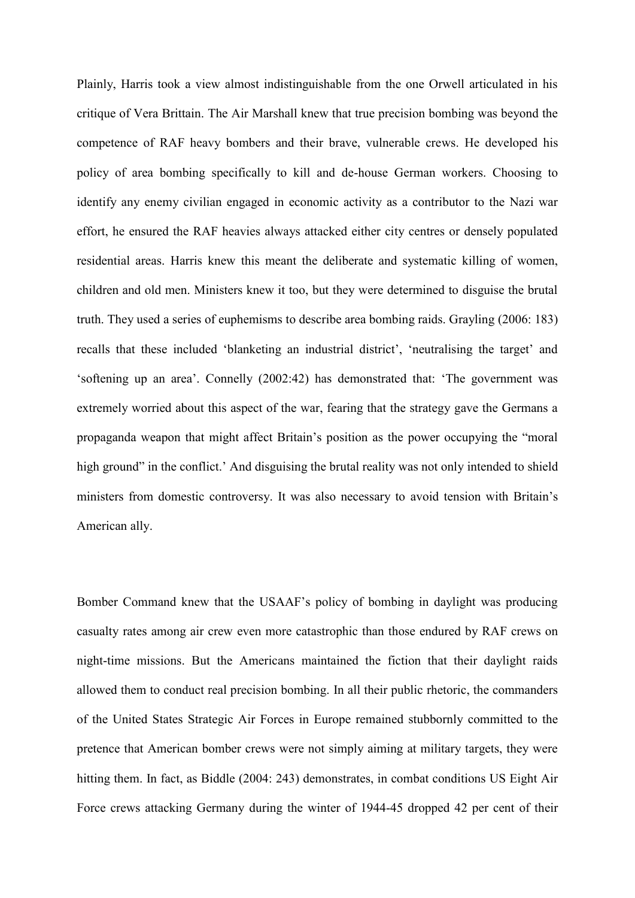Plainly, Harris took a view almost indistinguishable from the one Orwell articulated in his critique of Vera Brittain. The Air Marshall knew that true precision bombing was beyond the competence of RAF heavy bombers and their brave, vulnerable crews. He developed his policy of area bombing specifically to kill and de-house German workers. Choosing to identify any enemy civilian engaged in economic activity as a contributor to the Nazi war effort, he ensured the RAF heavies always attacked either city centres or densely populated residential areas. Harris knew this meant the deliberate and systematic killing of women, children and old men. Ministers knew it too, but they were determined to disguise the brutal truth. They used a series of euphemisms to describe area bombing raids. Grayling (2006: 183) recalls that these included 'blanketing an industrial district', 'neutralising the target' and 'softening up an area'. Connelly (2002:42) has demonstrated that: 'The government was extremely worried about this aspect of the war, fearing that the strategy gave the Germans a propaganda weapon that might affect Britain's position as the power occupying the "moral high ground" in the conflict.' And disguising the brutal reality was not only intended to shield ministers from domestic controversy. It was also necessary to avoid tension with Britain's American ally.

Bomber Command knew that the USAAF's policy of bombing in daylight was producing casualty rates among air crew even more catastrophic than those endured by RAF crews on night-time missions. But the Americans maintained the fiction that their daylight raids allowed them to conduct real precision bombing. In all their public rhetoric, the commanders of the United States Strategic Air Forces in Europe remained stubbornly committed to the pretence that American bomber crews were not simply aiming at military targets, they were hitting them. In fact, as Biddle (2004: 243) demonstrates, in combat conditions US Eight Air Force crews attacking Germany during the winter of 1944-45 dropped 42 per cent of their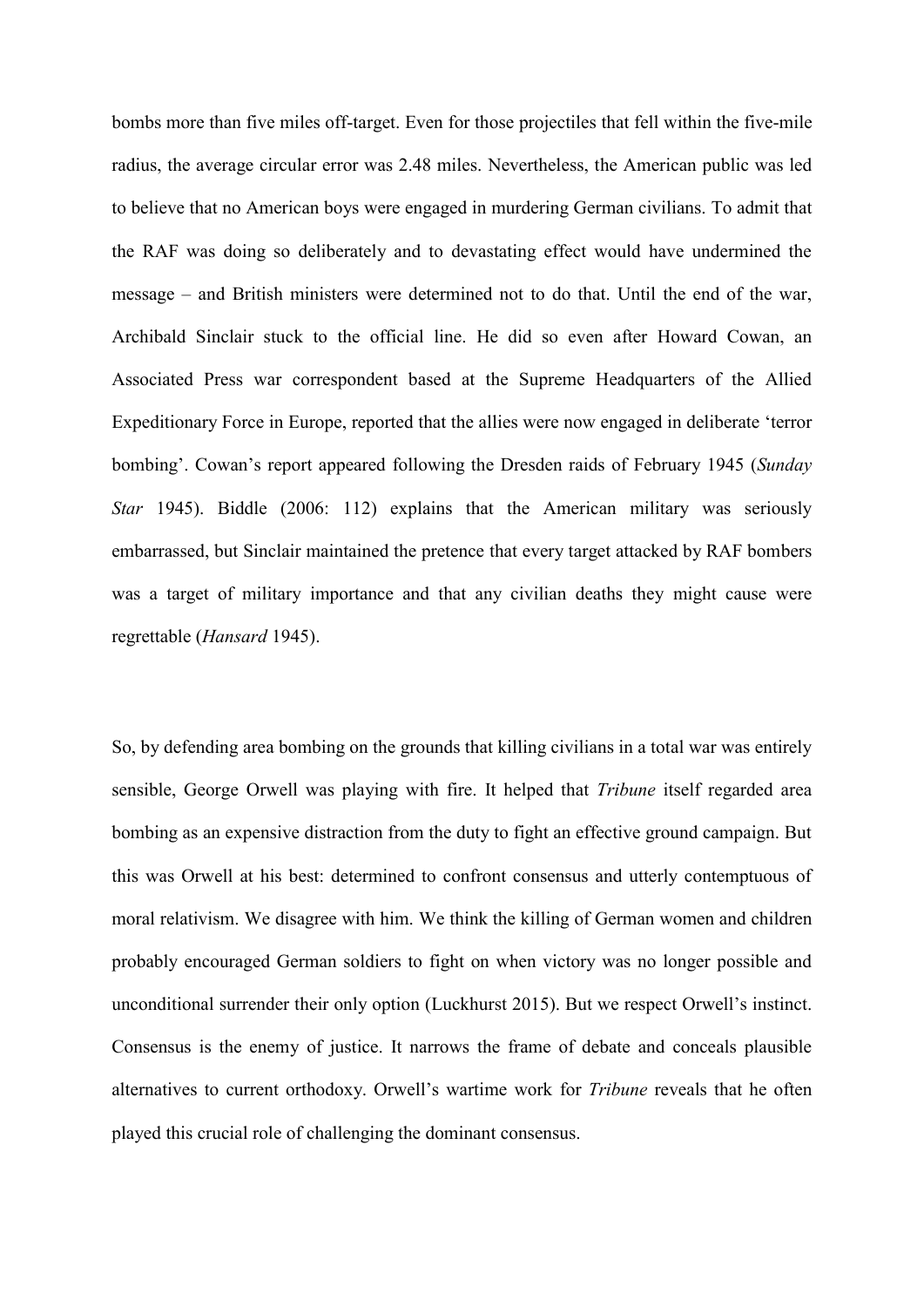bombs more than five miles off-target. Even for those projectiles that fell within the five-mile radius, the average circular error was 2.48 miles. Nevertheless, the American public was led to believe that no American boys were engaged in murdering German civilians. To admit that the RAF was doing so deliberately and to devastating effect would have undermined the message – and British ministers were determined not to do that. Until the end of the war, Archibald Sinclair stuck to the official line. He did so even after Howard Cowan, an Associated Press war correspondent based at the Supreme Headquarters of the Allied Expeditionary Force in Europe, reported that the allies were now engaged in deliberate 'terror bombing'. Cowan's report appeared following the Dresden raids of February 1945 (*Sunday Star* 1945). Biddle (2006: 112) explains that the American military was seriously embarrassed, but Sinclair maintained the pretence that every target attacked by RAF bombers was a target of military importance and that any civilian deaths they might cause were regrettable (*Hansard* 1945).

So, by defending area bombing on the grounds that killing civilians in a total war was entirely sensible, George Orwell was playing with fire. It helped that *Tribune* itself regarded area bombing as an expensive distraction from the duty to fight an effective ground campaign. But this was Orwell at his best: determined to confront consensus and utterly contemptuous of moral relativism. We disagree with him. We think the killing of German women and children probably encouraged German soldiers to fight on when victory was no longer possible and unconditional surrender their only option (Luckhurst 2015). But we respect Orwell's instinct. Consensus is the enemy of justice. It narrows the frame of debate and conceals plausible alternatives to current orthodoxy. Orwell's wartime work for *Tribune* reveals that he often played this crucial role of challenging the dominant consensus.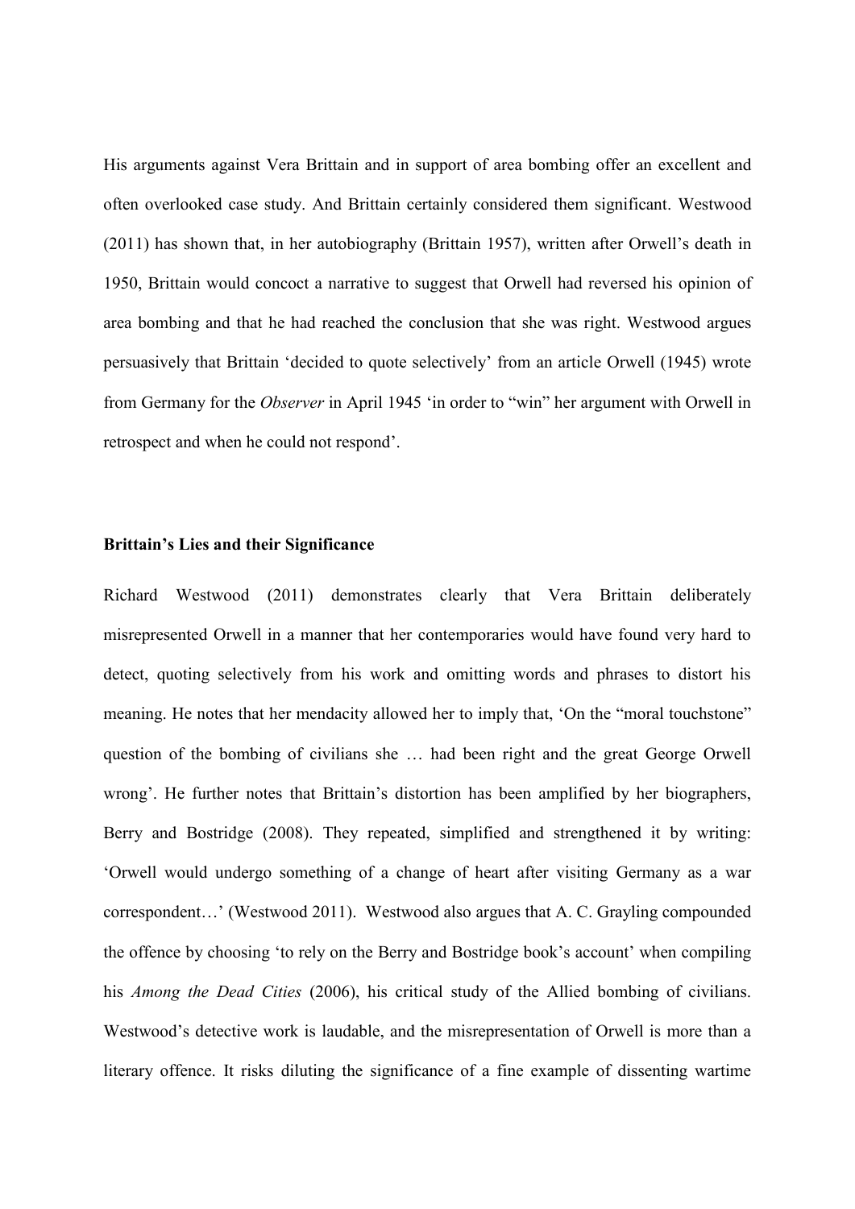His arguments against Vera Brittain and in support of area bombing offer an excellent and often overlooked case study. And Brittain certainly considered them significant. Westwood (2011) has shown that, in her autobiography (Brittain 1957), written after Orwell's death in 1950, Brittain would concoct a narrative to suggest that Orwell had reversed his opinion of area bombing and that he had reached the conclusion that she was right. Westwood argues persuasively that Brittain 'decided to quote selectively' from an article Orwell (1945) wrote from Germany for the *Observer* in April 1945 'in order to "win" her argument with Orwell in retrospect and when he could not respond'.

### Brittain's Lies and their Significance

Richard Westwood (2011) demonstrates clearly that Vera Brittain deliberately misrepresented Orwell in a manner that her contemporaries would have found very hard to detect, quoting selectively from his work and omitting words and phrases to distort his meaning. He notes that her mendacity allowed her to imply that, 'On the "moral touchstone" question of the bombing of civilians she … had been right and the great George Orwell wrong'. He further notes that Brittain's distortion has been amplified by her biographers, Berry and Bostridge (2008). They repeated, simplified and strengthened it by writing: 'Orwell would undergo something of a change of heart after visiting Germany as a war correspondent…' (Westwood 2011). Westwood also argues that A. C. Grayling compounded the offence by choosing 'to rely on the Berry and Bostridge book's account' when compiling his *Among the Dead Cities* (2006), his critical study of the Allied bombing of civilians. Westwood's detective work is laudable, and the misrepresentation of Orwell is more than a literary offence. It risks diluting the significance of a fine example of dissenting wartime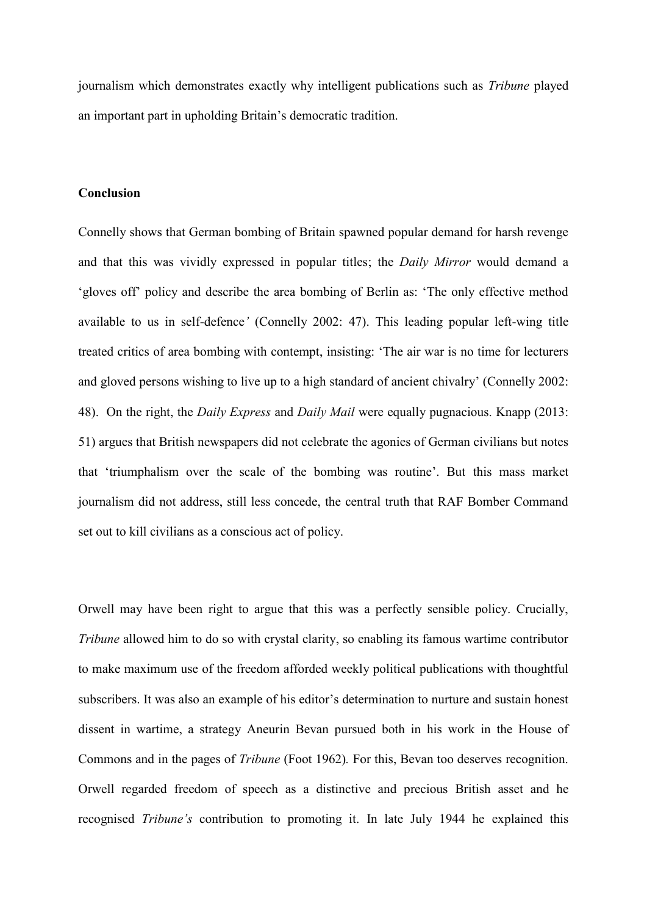journalism which demonstrates exactly why intelligent publications such as *Tribune* played an important part in upholding Britain's democratic tradition.

## Conclusion

Connelly shows that German bombing of Britain spawned popular demand for harsh revenge and that this was vividly expressed in popular titles; the *Daily Mirror* would demand a 'gloves off' policy and describe the area bombing of Berlin as: 'The only effective method available to us in self-defence' (Connelly 2002: 47). This leading popular left-wing title treated critics of area bombing with contempt, insisting: 'The air war is no time for lecturers and gloved persons wishing to live up to a high standard of ancient chivalry' (Connelly 2002: 48). On the right, the *Daily Express* and *Daily Mail* were equally pugnacious. Knapp (2013: 51) argues that British newspapers did not celebrate the agonies of German civilians but notes that 'triumphalism over the scale of the bombing was routine'. But this mass market journalism did not address, still less concede, the central truth that RAF Bomber Command set out to kill civilians as a conscious act of policy.

Orwell may have been right to argue that this was a perfectly sensible policy. Crucially, *Tribune* allowed him to do so with crystal clarity, so enabling its famous wartime contributor to make maximum use of the freedom afforded weekly political publications with thoughtful subscribers. It was also an example of his editor's determination to nurture and sustain honest dissent in wartime, a strategy Aneurin Bevan pursued both in his work in the House of Commons and in the pages of *Tribune* (Foot 1962). For this, Bevan too deserves recognition. Orwell regarded freedom of speech as a distinctive and precious British asset and he recognised *Tribune's* contribution to promoting it. In late July 1944 he explained this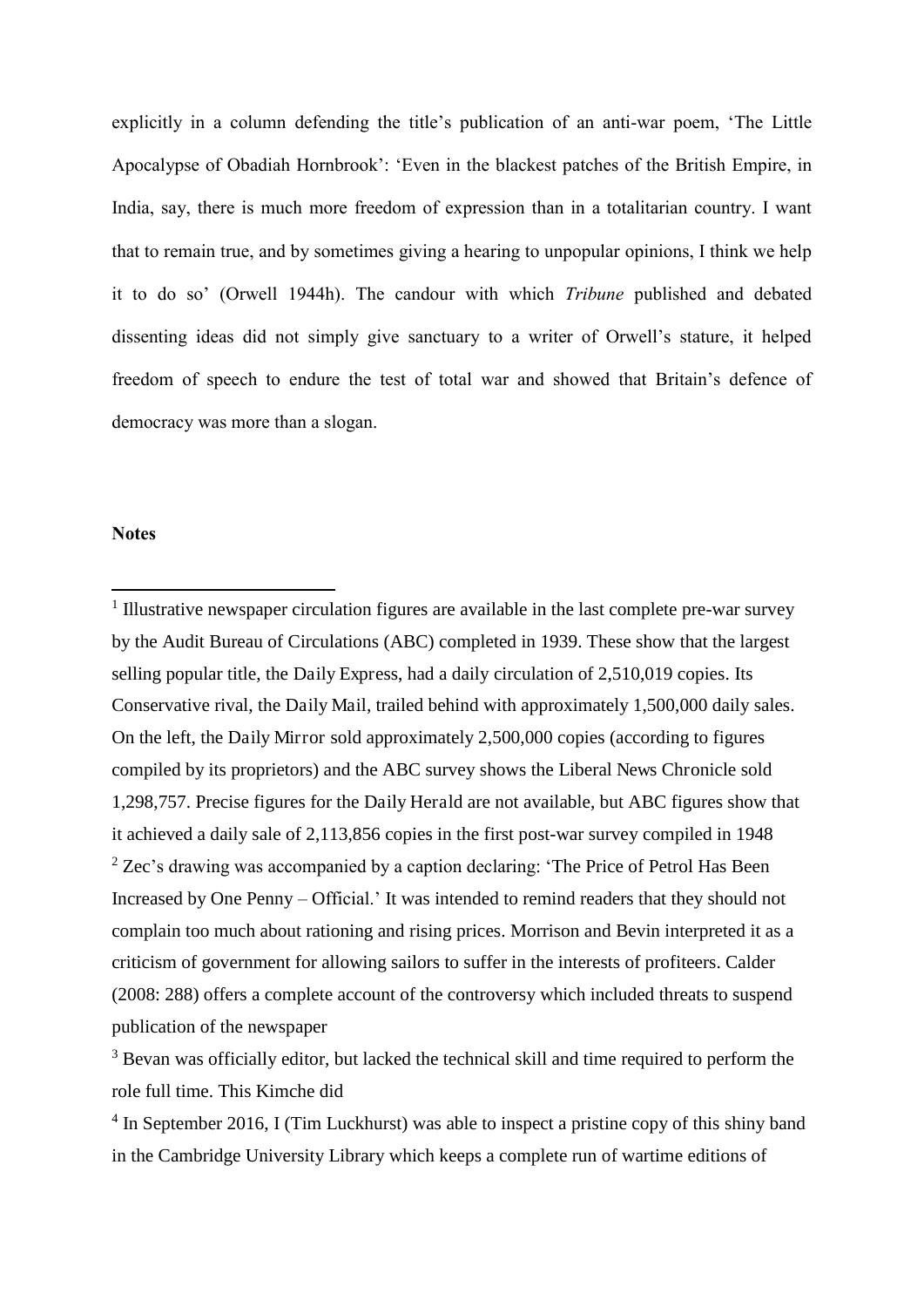explicitly in a column defending the title's publication of an anti-war poem, 'The Little Apocalypse of Obadiah Hornbrook': 'Even in the blackest patches of the British Empire, in India, say, there is much more freedom of expression than in a totalitarian country. I want that to remain true, and by sometimes giving a hearing to unpopular opinions, I think we help it to do so' (Orwell 1944h). The candour with which *Tribune* published and debated dissenting ideas did not simply give sanctuary to a writer of Orwell's stature, it helped freedom of speech to endure the test of total war and showed that Britain's defence of democracy was more than a slogan.

**Notes**

---

[1] Illustrative newspaper circulation figures are available in the last complete pre-war survey by the Audit Bureau of Circulations (ABC) completed in 1939. These show that the largest selling popular title, the Daily Express, had a daily circulation of 2,510,019 copies. Its Conservative rival, the Daily Mail, trailed behind with approximately 1,500,000 daily sales. On the left, the Daily Mirror sold approximately 2,500,000 copies (according to figures compiled by its proprietors) and the ABC survey shows the Liberal News Chronicle sold 1,298,757. Precise figures for the Daily Herald are not available, but ABC figures show that it achieved a daily sale of 2,113,856 copies in the first post-war survey compiled in 1948

[2] Zec's drawing was accompanied by a caption declaring: 'The Price of Petrol Has Been Increased by One Penny – Official.' It was intended to remind readers that they should not complain too much about rationing and rising prices. Morrison and Bevin interpreted it as a criticism of government for allowing sailors to suffer in the interests of profiteers. Calder (2008: 288) offers a complete account of the controversy which included threats to suspend publication of the newspaper

[3] Bevan was officially editor, but lacked the technical skill and time required to perform the role full time. This Kimche did

[4] In September 2016, I (Tim Luckhurst) was able to inspect a pristine copy of this shiny band in the Cambridge University Library which keeps a complete run of wartime editions of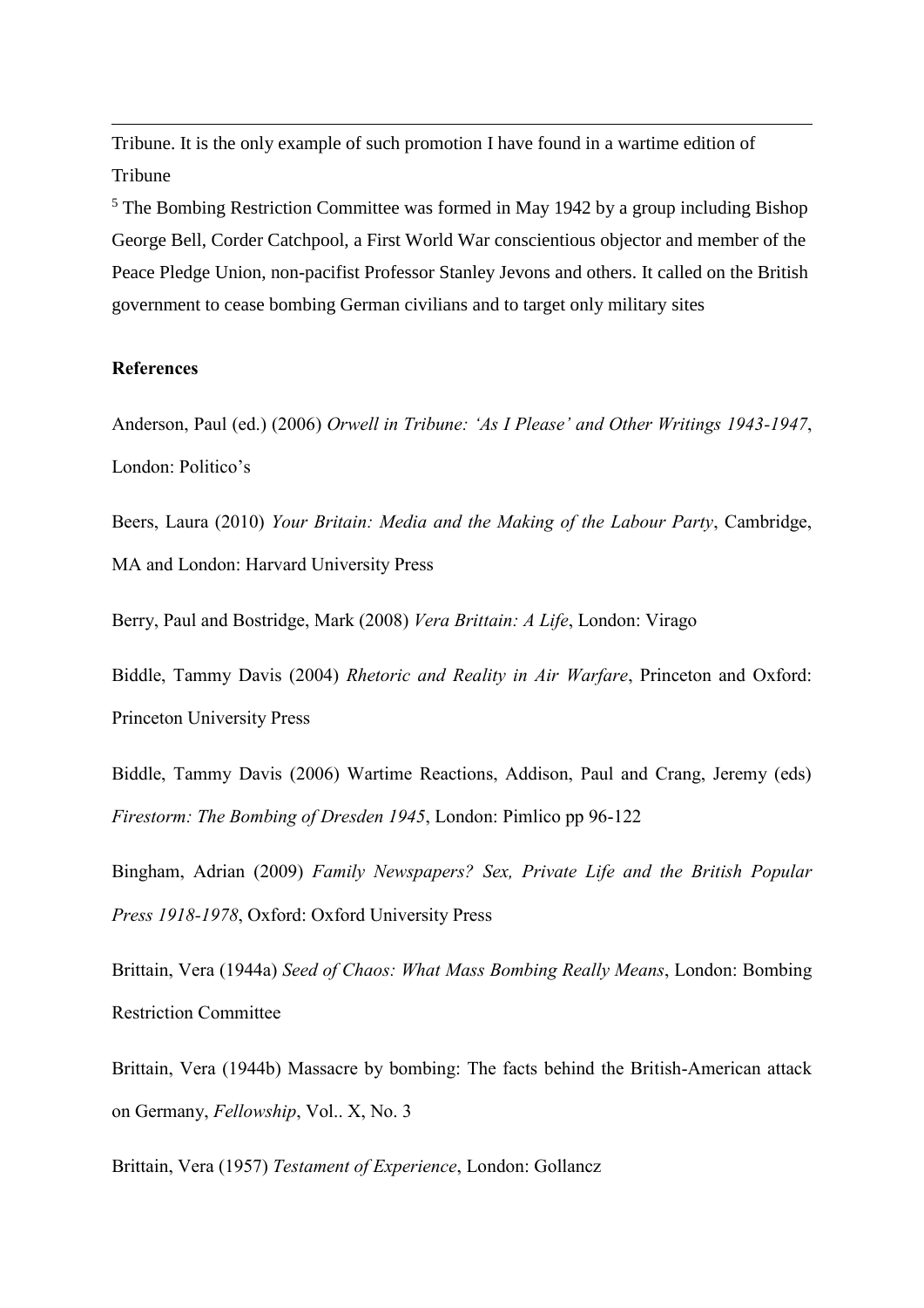Tribune. It is the only example of such promotion I have found in a wartime edition of Tribune

[5] The Bombing Restriction Committee was formed in May 1942 by a group including Bishop George Bell, Corder Catchpool, a First World War conscientious objector and member of the Peace Pledge Union, non-pacifist Professor Stanley Jevons and others. It called on the British government to cease bombing German civilians and to target only military sites

**References**

Anderson, Paul (ed.) (2006) *Orwell in Tribune: 'As I Please' and Other Writings 1943-1947*, London: Politico's

Beers, Laura (2010) *Your Britain: Media and the Making of the Labour Party*, Cambridge, MA and London: Harvard University Press

Berry, Paul and Bostridge, Mark (2008) *Vera Brittain: A Life*, London: Virago

Biddle, Tammy Davis (2004) *Rhetoric and Reality in Air Warfare*, Princeton and Oxford: Princeton University Press

Biddle, Tammy Davis (2006) Wartime Reactions, Addison, Paul and Crang, Jeremy (eds) *Firestorm: The Bombing of Dresden 1945*, London: Pimlico pp 96-122

Bingham, Adrian (2009) *Family Newspapers? Sex, Private Life and the British Popular Press 1918-1978*, Oxford: Oxford University Press

Brittain, Vera (1944a) *Seed of Chaos: What Mass Bombing Really Means*, London: Bombing Restriction Committee

Brittain, Vera (1944b) Massacre by bombing: The facts behind the British-American attack on Germany, *Fellowship*, Vol.. X, No. 3

Brittain, Vera (1957) *Testament of Experience*, London: Gollancz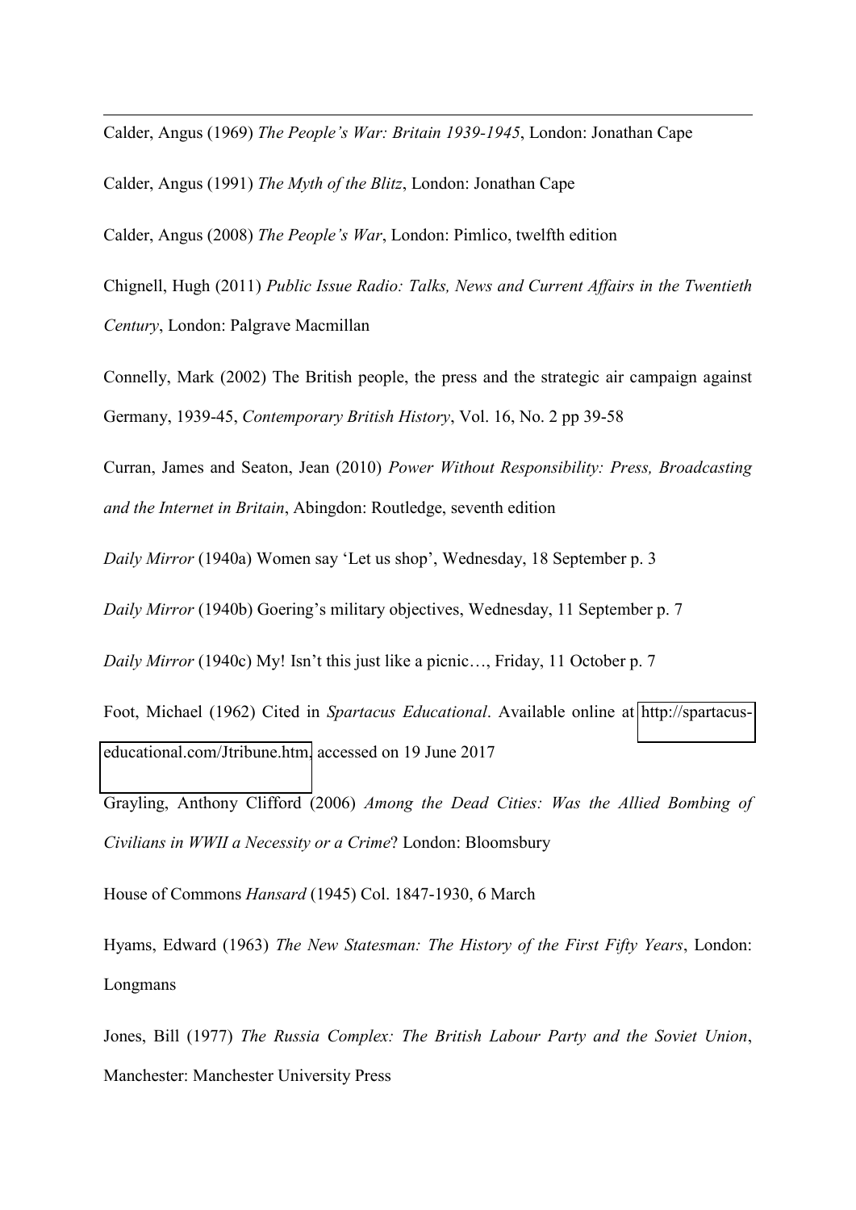Calder, Angus (1969) *The People's War: Britain 1939-1945*, London: Jonathan Cape

Calder, Angus (1991) *The Myth of the Blitz*, London: Jonathan Cape

Calder, Angus (2008) *The People's War*, London: Pimlico, twelfth edition

Chignell, Hugh (2011) *Public Issue Radio: Talks, News and Current Affairs in the Twentieth Century*, London: Palgrave Macmillan

Connelly, Mark (2002) The British people, the press and the strategic air campaign against Germany, 1939-45, *Contemporary British History*, Vol. 16, No. 2 pp 39-58

Curran, James and Seaton, Jean (2010) *Power Without Responsibility: Press, Broadcasting and the Internet in Britain*, Abingdon: Routledge, seventh edition

*Daily Mirror* (1940a) Women say 'Let us shop', Wednesday, 18 September p. 3

*Daily Mirror* (1940b) Goering's military objectives, Wednesday, 11 September p. 7

*Daily Mirror* (1940c) My! Isn't this just like a picnic…, Friday, 11 October p. 7

Foot, Michael (1962) Cited in *Spartacus Educational*. Available online at http://spartacus-educational.com/Jtribune.htm, accessed on 19 June 2017

Grayling, Anthony Clifford (2006) *Among the Dead Cities: Was the Allied Bombing of Civilians in WWII a Necessity or a Crime*? London: Bloomsbury

House of Commons *Hansard* (1945) Col. 1847-1930, 6 March

Hyams, Edward (1963) *The New Statesman: The History of the First Fifty Years*, London: Longmans

Jones, Bill (1977) *The Russia Complex: The British Labour Party and the Soviet Union*, Manchester: Manchester University Press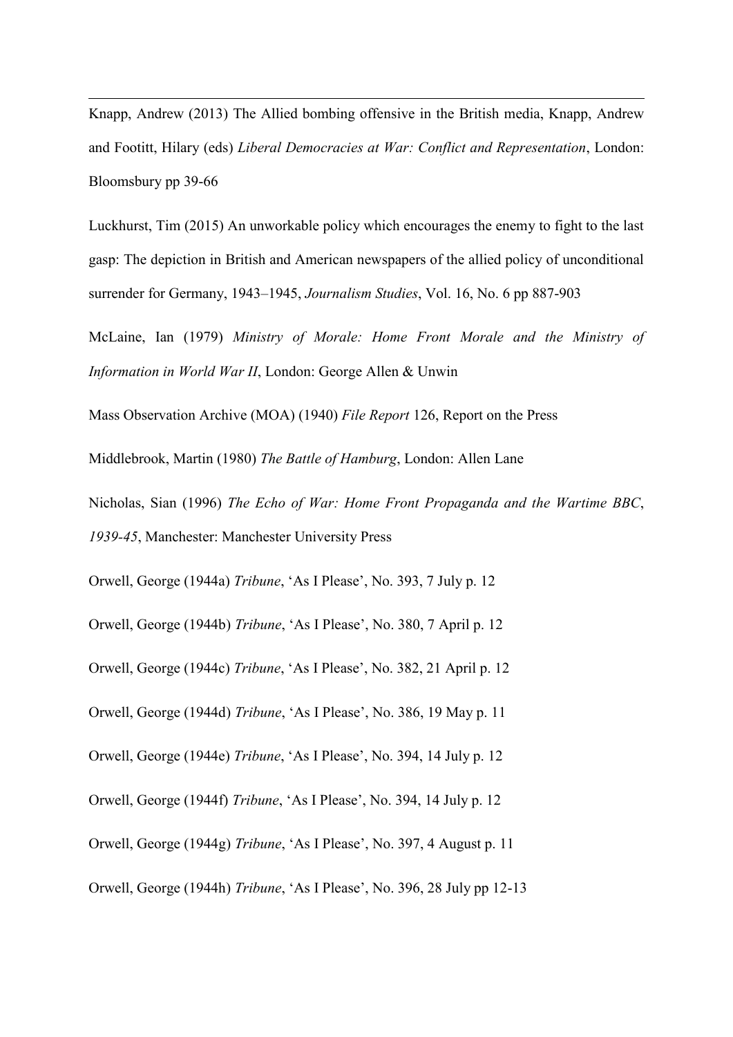Knapp, Andrew (2013) The Allied bombing offensive in the British media, Knapp, Andrew and Footitt, Hilary (eds) *Liberal Democracies at War: Conflict and Representation*, London: Bloomsbury pp 39-66

Luckhurst, Tim (2015) An unworkable policy which encourages the enemy to fight to the last gasp: The depiction in British and American newspapers of the allied policy of unconditional surrender for Germany, 1943–1945, *Journalism Studies*, Vol. 16, No. 6 pp 887-903

McLaine, Ian (1979) *Ministry of Morale: Home Front Morale and the Ministry of Information in World War II*, London: George Allen & Unwin

Mass Observation Archive (MOA) (1940) *File Report* 126, Report on the Press

Middlebrook, Martin (1980) *The Battle of Hamburg*, London: Allen Lane

Nicholas, Sian (1996) *The Echo of War: Home Front Propaganda and the Wartime BBC, 1939-45*, Manchester: Manchester University Press

Orwell, George (1944a) *Tribune*, 'As I Please', No. 393, 7 July p. 12

Orwell, George (1944b) *Tribune*, 'As I Please', No. 380, 7 April p. 12

Orwell, George (1944c) *Tribune*, 'As I Please', No. 382, 21 April p. 12

Orwell, George (1944d) *Tribune*, 'As I Please', No. 386, 19 May p. 11

Orwell, George (1944e) *Tribune*, 'As I Please', No. 394, 14 July p. 12

Orwell, George (1944f) *Tribune*, 'As I Please', No. 394, 14 July p. 12

Orwell, George (1944g) *Tribune*, 'As I Please', No. 397, 4 August p. 11

Orwell, George (1944h) *Tribune*, 'As I Please', No. 396, 28 July pp 12-13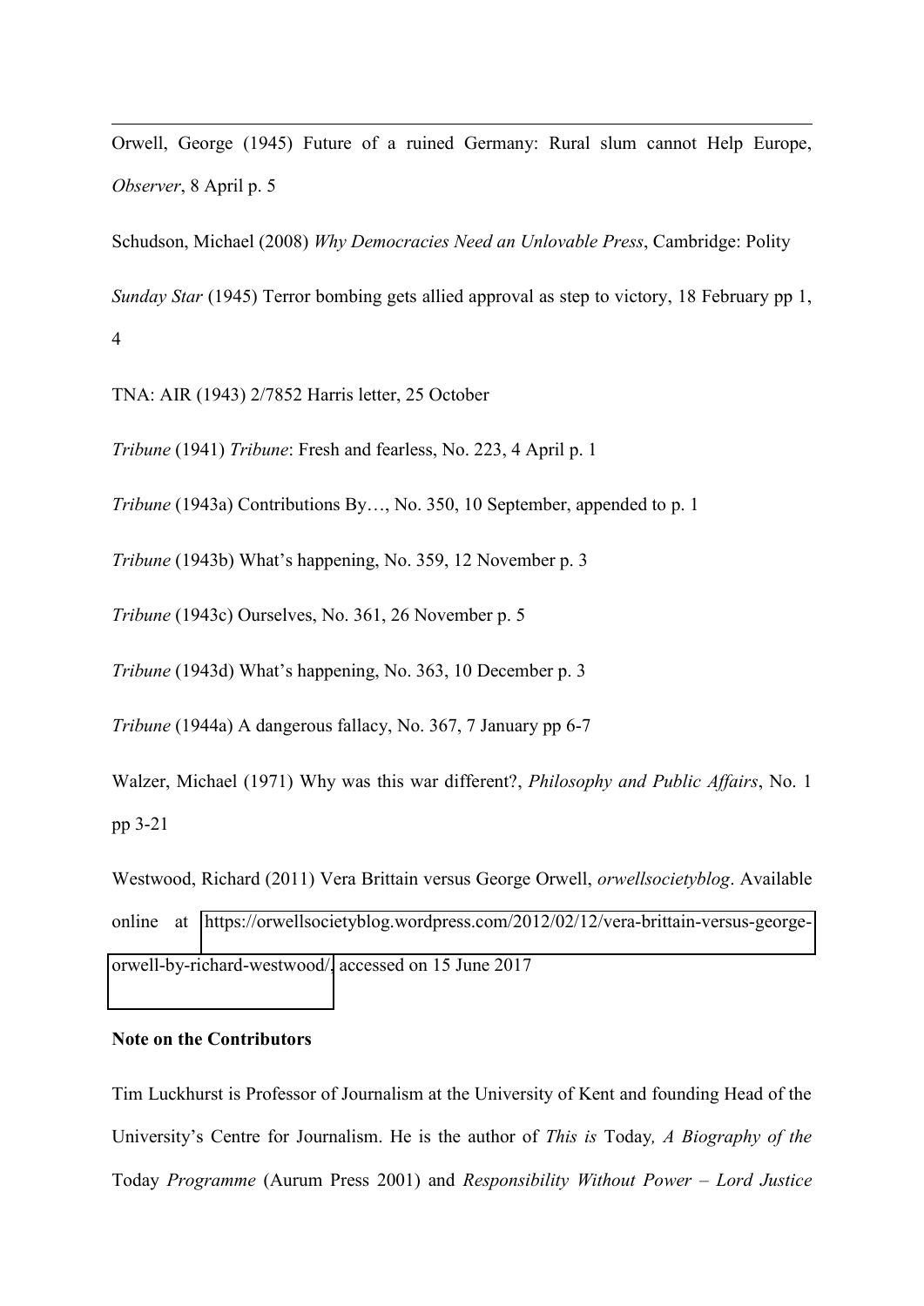Orwell, George (1945) Future of a ruined Germany: Rural slum cannot Help Europe, *Observer*, 8 April p. 5

Schudson, Michael (2008) *Why Democracies Need an Unlovable Press*, Cambridge: Polity

*Sunday Star* (1945) Terror bombing gets allied approval as step to victory, 18 February pp 1, 4

TNA: AIR (1943) 2/7852 Harris letter, 25 October

*Tribune* (1941) *Tribune*: Fresh and fearless, No. 223, 4 April p. 1

*Tribune* (1943a) Contributions By…, No. 350, 10 September, appended to p. 1

*Tribune* (1943b) What's happening, No. 359, 12 November p. 3

*Tribune* (1943c) Ourselves, No. 361, 26 November p. 5

*Tribune* (1943d) What's happening, No. 363, 10 December p. 3

*Tribune* (1944a) A dangerous fallacy, No. 367, 7 January pp 6-7

Walzer, Michael (1971) Why was this war different?, *Philosophy and Public Affairs*, No. 1 pp 3-21

Westwood, Richard (2011) Vera Brittain versus George Orwell, *orwellsocietyblog*. Available online at https://orwellsocietyblog.wordpress.com/2012/02/12/vera-brittain-versus-george-orwell-by-richard-westwood/, accessed on 15 June 2017

**Note on the Contributors**

Tim Luckhurst is Professor of Journalism at the University of Kent and founding Head of the University's Centre for Journalism. He is the author of *This is* Today*, A Biography of the* Today *Programme* (Aurum Press 2001) and *Responsibility Without Power – Lord Justice*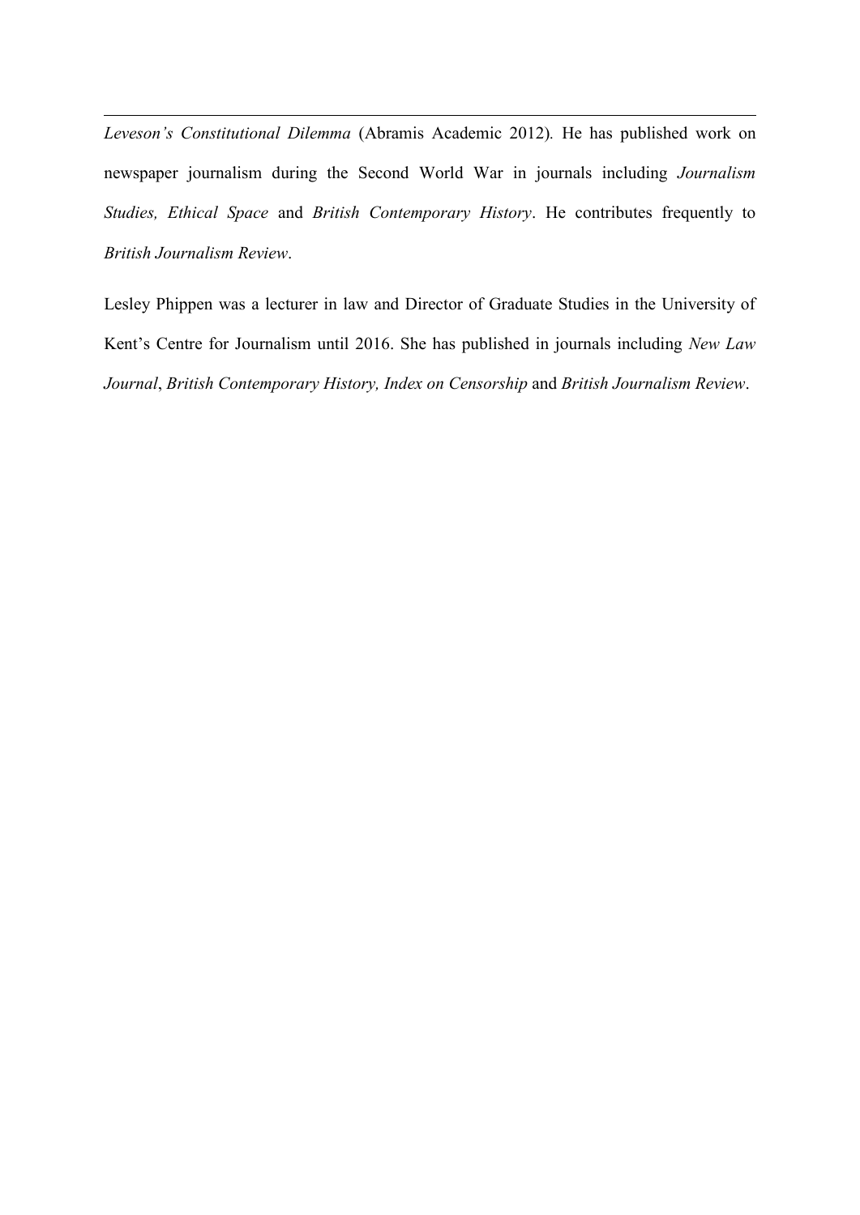*Leveson's Constitutional Dilemma* (Abramis Academic 2012). He has published work on newspaper journalism during the Second World War in journals including *Journalism Studies, Ethical Space* and *British Contemporary History*. He contributes frequently to *British Journalism Review*.

Lesley Phippen was a lecturer in law and Director of Graduate Studies in the University of Kent's Centre for Journalism until 2016. She has published in journals including *New Law Journal*, *British Contemporary History, Index on Censorship* and *British Journalism Review*.